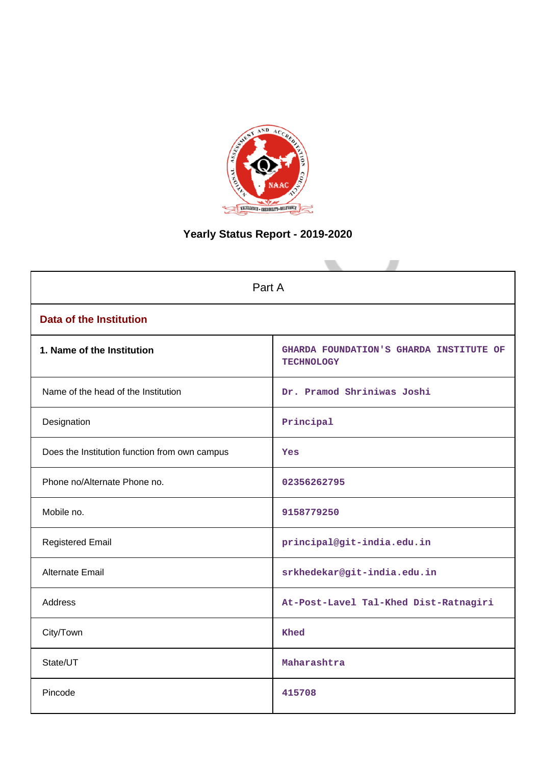# Yearly Status Report - 2019-2020

| Part A | |
|---|---|
| **Data of the Institution** | |
| **1. Name of the Institution** | GHARDA FOUNDATION'S GHARDA INSTITUTE OF TECHNOLOGY |
| Name of the head of the Institution | Dr. Pramod Shriniwas Joshi |
| Designation | Principal |
| Does the Institution function from own campus | Yes |
| Phone no/Alternate Phone no. | 02356262795 |
| Mobile no. | 9158779250 |
| Registered Email | principal@git-india.edu.in |
| Alternate Email | srkhedekar@git-india.edu.in |
| Address | At-Post-Lavel Tal-Khed Dist-Ratnagiri |
| City/Town | Khed |
| State/UT | Maharashtra |
| Pincode | 415708 |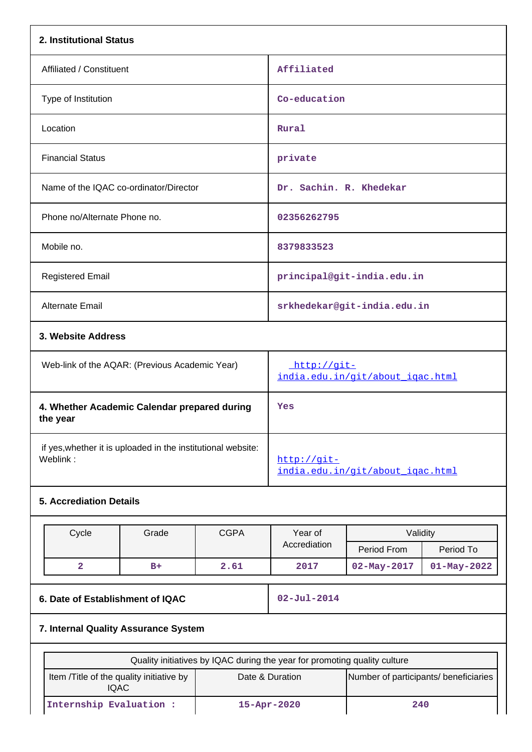**2. Institutional Status**

| | |
|---|---|
| Affiliated / Constituent | Affiliated |
| Type of Institution | Co-education |
| Location | Rural |
| Financial Status | private |
| Name of the IQAC co-ordinator/Director | Dr. Sachin. R. Khedekar |
| Phone no/Alternate Phone no. | 02356262795 |
| Mobile no. | 8379833523 |
| Registered Email | principal@git-india.edu.in |
| Alternate Email | srkhedekar@git-india.edu.in |

**3. Website Address**

| | |
|---|---|
| Web-link of the AQAR: (Previous Academic Year) | http://git-india.edu.in/git/about_iqac.html |
| **4. Whether Academic Calendar prepared during the year** | Yes |
| if yes,whether it is uploaded in the institutional website: Weblink : | http://git-india.edu.in/git/about_iqac.html |

**5. Accrediation Details**

| Cycle | Grade | CGPA | Year of Accrediation | Validity | |
|---|---|---|---|---|---|
| | | | | Period From | Period To |
| 2 | B+ | 2.61 | 2017 | 02-May-2017 | 01-May-2022 |

| | |
|---|---|
| **6. Date of Establishment of IQAC** | 02-Jul-2014 |

**7. Internal Quality Assurance System**

| Quality initiatives by IQAC during the year for promoting quality culture | | |
|---|---|---|
| Item /Title of the quality initiative by IQAC | Date & Duration | Number of participants/ beneficiaries |
| Internship Evaluation : | 15-Apr-2020 | 240 |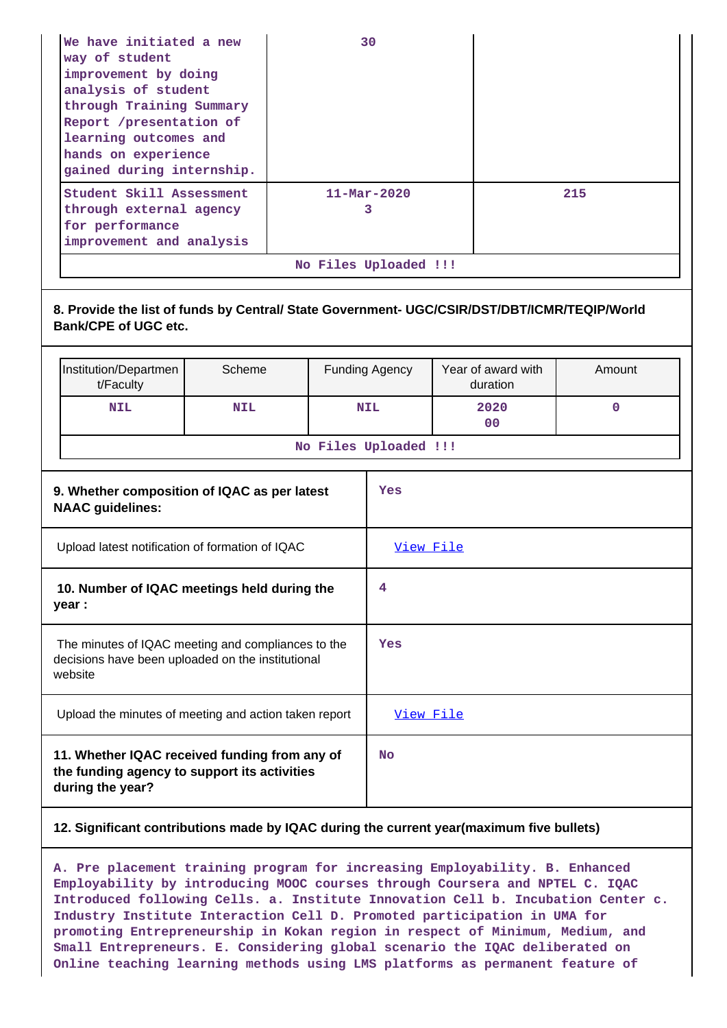| | | |
|---|---|---|
| We have initiated a new way of student improvement by doing analysis of student through Training Summary Report /presentation of learning outcomes and hands on experience gained during internship. | 30 | |
| Student Skill Assessment through external agency for performance improvement and analysis | 11-Mar-2020 3 | 215 |
| No Files Uploaded !!! | | |

**8. Provide the list of funds by Central/ State Government- UGC/CSIR/DST/DBT/ICMR/TEQIP/World Bank/CPE of UGC etc.**

| Institution/Department/Faculty | Scheme | Funding Agency | Year of award with duration | Amount |
|---|---|---|---|---|
| NIL | NIL | NIL | 2020 00 | 0 |
| No Files Uploaded !!! | | | | |

| | |
|---|---|
| **9. Whether composition of IQAC as per latest NAAC guidelines:** | Yes |
| Upload latest notification of formation of IQAC | View File |
| **10. Number of IQAC meetings held during the year :** | 4 |
| The minutes of IQAC meeting and compliances to the decisions have been uploaded on the institutional website | Yes |
| Upload the minutes of meeting and action taken report | View File |
| **11. Whether IQAC received funding from any of the funding agency to support its activities during the year?** | No |

**12. Significant contributions made by IQAC during the current year(maximum five bullets)**

A. Pre placement training program for increasing Employability. B. Enhanced Employability by introducing MOOC courses through Coursera and NPTEL C. IQAC Introduced following Cells. a. Institute Innovation Cell b. Incubation Center c. Industry Institute Interaction Cell D. Promoted participation in UMA for promoting Entrepreneurship in Kokan region in respect of Minimum, Medium, and Small Entrepreneurs. E. Considering global scenario the IQAC deliberated on Online teaching learning methods using LMS platforms as permanent feature of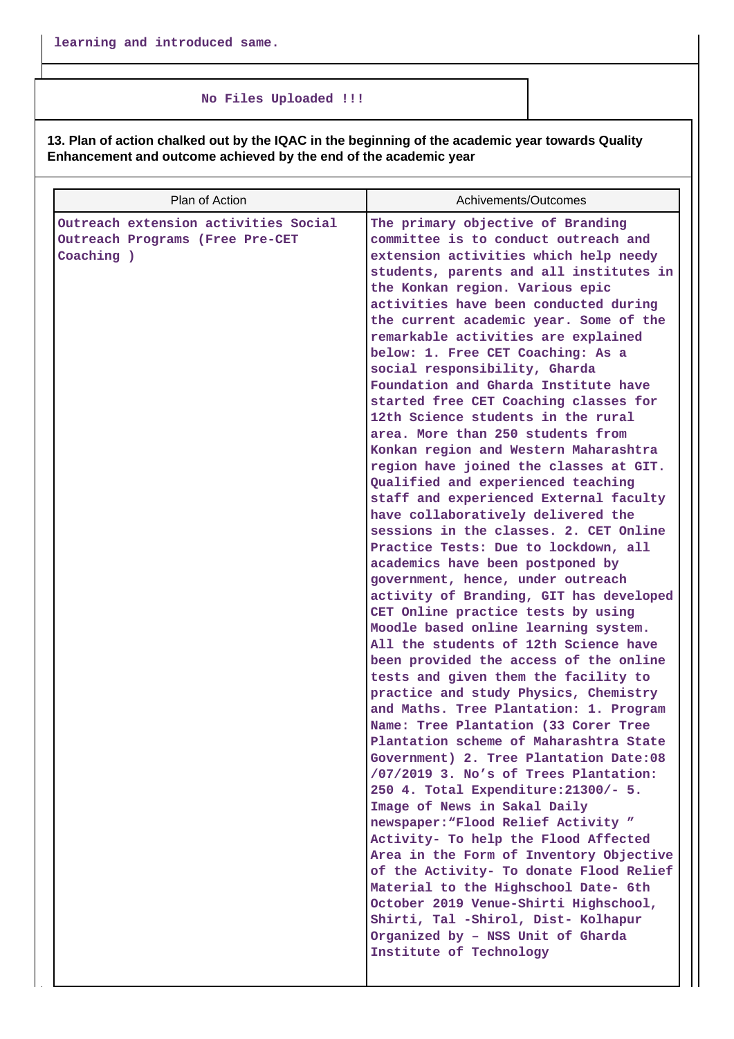learning and introduced same.

No Files Uploaded !!!

**13. Plan of action chalked out by the IQAC in the beginning of the academic year towards Quality Enhancement and outcome achieved by the end of the academic year**

| Plan of Action | Achivements/Outcomes |
|---|---|
| Outreach extension activities Social Outreach Programs (Free Pre-CET Coaching ) | The primary objective of Branding committee is to conduct outreach and extension activities which help needy students, parents and all institutes in the Konkan region. Various epic activities have been conducted during the current academic year. Some of the remarkable activities are explained below: 1. Free CET Coaching: As a social responsibility, Gharda Foundation and Gharda Institute have started free CET Coaching classes for 12th Science students in the rural area. More than 250 students from Konkan region and Western Maharashtra region have joined the classes at GIT. Qualified and experienced teaching staff and experienced External faculty have collaboratively delivered the sessions in the classes. 2. CET Online Practice Tests: Due to lockdown, all academics have been postponed by government, hence, under outreach activity of Branding, GIT has developed CET Online practice tests by using Moodle based online learning system. All the students of 12th Science have been provided the access of the online tests and given them the facility to practice and study Physics, Chemistry and Maths. Tree Plantation: 1. Program Name: Tree Plantation (33 Corer Tree Plantation scheme of Maharashtra State Government) 2. Tree Plantation Date:08 /07/2019 3. No's of Trees Plantation: 250 4. Total Expenditure:21300/- 5. Image of News in Sakal Daily newspaper:"Flood Relief Activity " Activity- To help the Flood Affected Area in the Form of Inventory Objective of the Activity- To donate Flood Relief Material to the Highschool Date- 6th October 2019 Venue-Shirti Highschool, Shirti, Tal -Shirol, Dist- Kolhapur Organized by – NSS Unit of Gharda Institute of Technology |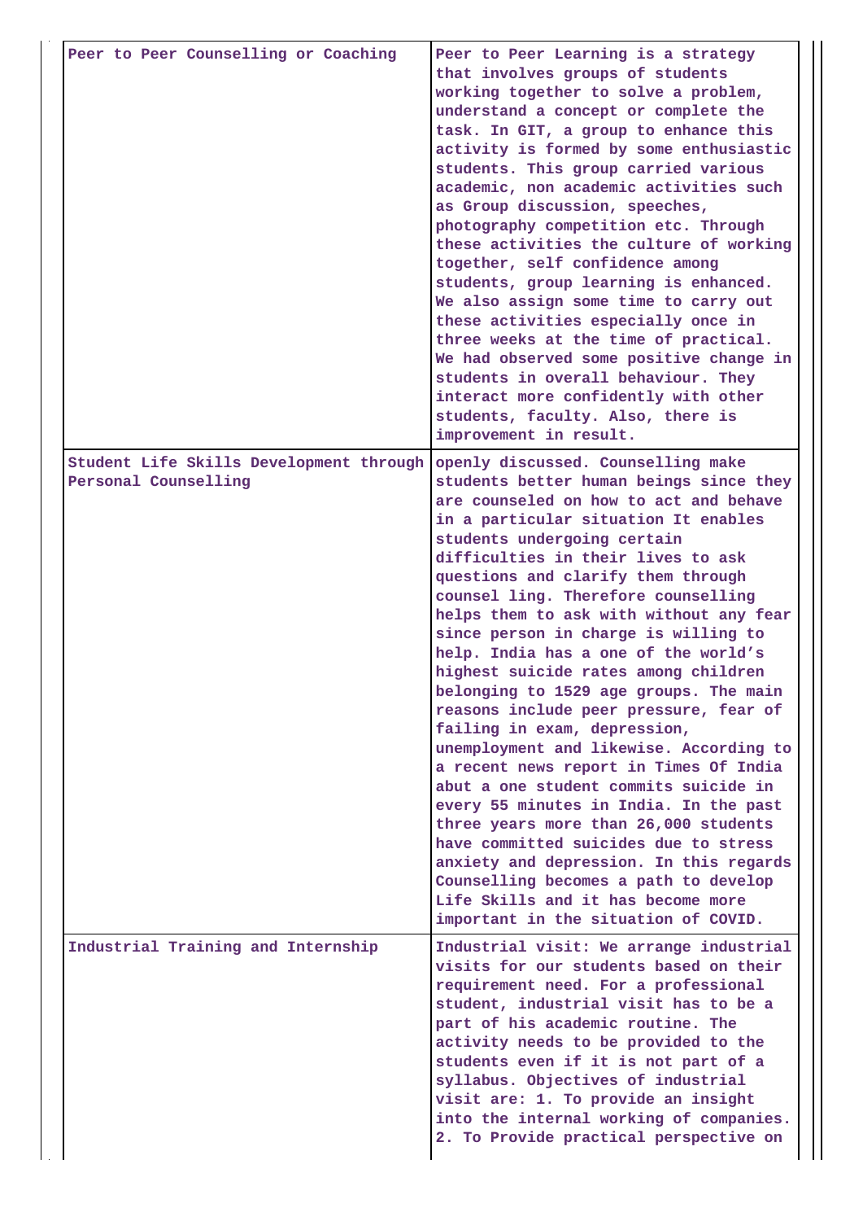| | |
|---|---|
| Peer to Peer Counselling or Coaching | Peer to Peer Learning is a strategy that involves groups of students working together to solve a problem, understand a concept or complete the task. In GIT, a group to enhance this activity is formed by some enthusiastic students. This group carried various academic, non academic activities such as Group discussion, speeches, photography competition etc. Through these activities the culture of working together, self confidence among students, group learning is enhanced. We also assign some time to carry out these activities especially once in three weeks at the time of practical. We had observed some positive change in students in overall behaviour. They interact more confidently with other students, faculty. Also, there is improvement in result. |
| Student Life Skills Development through Personal Counselling | openly discussed. Counselling make students better human beings since they are counseled on how to act and behave in a particular situation It enables students undergoing certain difficulties in their lives to ask questions and clarify them through counsel ling. Therefore counselling helps them to ask with without any fear since person in charge is willing to help. India has a one of the world's highest suicide rates among children belonging to 1529 age groups. The main reasons include peer pressure, fear of failing in exam, depression, unemployment and likewise. According to a recent news report in Times Of India abut a one student commits suicide in every 55 minutes in India. In the past three years more than 26,000 students have committed suicides due to stress anxiety and depression. In this regards Counselling becomes a path to develop Life Skills and it has become more important in the situation of COVID. |
| Industrial Training and Internship | Industrial visit: We arrange industrial visits for our students based on their requirement need. For a professional student, industrial visit has to be a part of his academic routine. The activity needs to be provided to the students even if it is not part of a syllabus. Objectives of industrial visit are: 1. To provide an insight into the internal working of companies. 2. To Provide practical perspective on |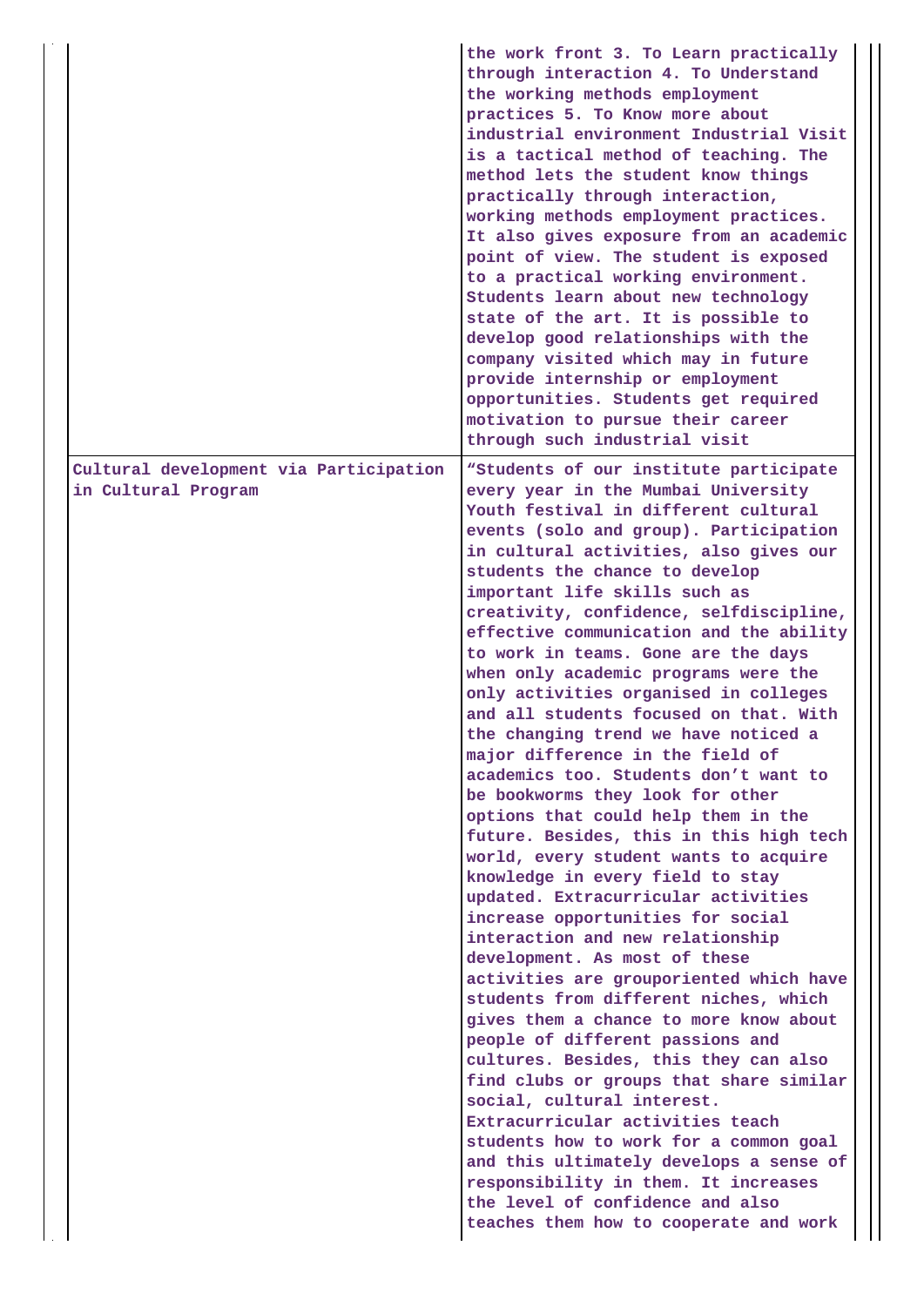|  |  |
| --- | --- |
|  | the work front 3. To Learn practically through interaction 4. To Understand the working methods employment practices 5. To Know more about industrial environment Industrial Visit is a tactical method of teaching. The method lets the student know things practically through interaction, working methods employment practices. It also gives exposure from an academic point of view. The student is exposed to a practical working environment. Students learn about new technology state of the art. It is possible to develop good relationships with the company visited which may in future provide internship or employment opportunities. Students get required motivation to pursue their career through such industrial visit |
| Cultural development via Participation in Cultural Program | "Students of our institute participate every year in the Mumbai University Youth festival in different cultural events (solo and group). Participation in cultural activities, also gives our students the chance to develop important life skills such as creativity, confidence, selfdiscipline, effective communication and the ability to work in teams. Gone are the days when only academic programs were the only activities organised in colleges and all students focused on that. With the changing trend we have noticed a major difference in the field of academics too. Students don't want to be bookworms they look for other options that could help them in the future. Besides, this in this high tech world, every student wants to acquire knowledge in every field to stay updated. Extracurricular activities increase opportunities for social interaction and new relationship development. As most of these activities are grouporiented which have students from different niches, which gives them a chance to more know about people of different passions and cultures. Besides, this they can also find clubs or groups that share similar social, cultural interest. Extracurricular activities teach students how to work for a common goal and this ultimately develops a sense of responsibility in them. It increases the level of confidence and also teaches them how to cooperate and work |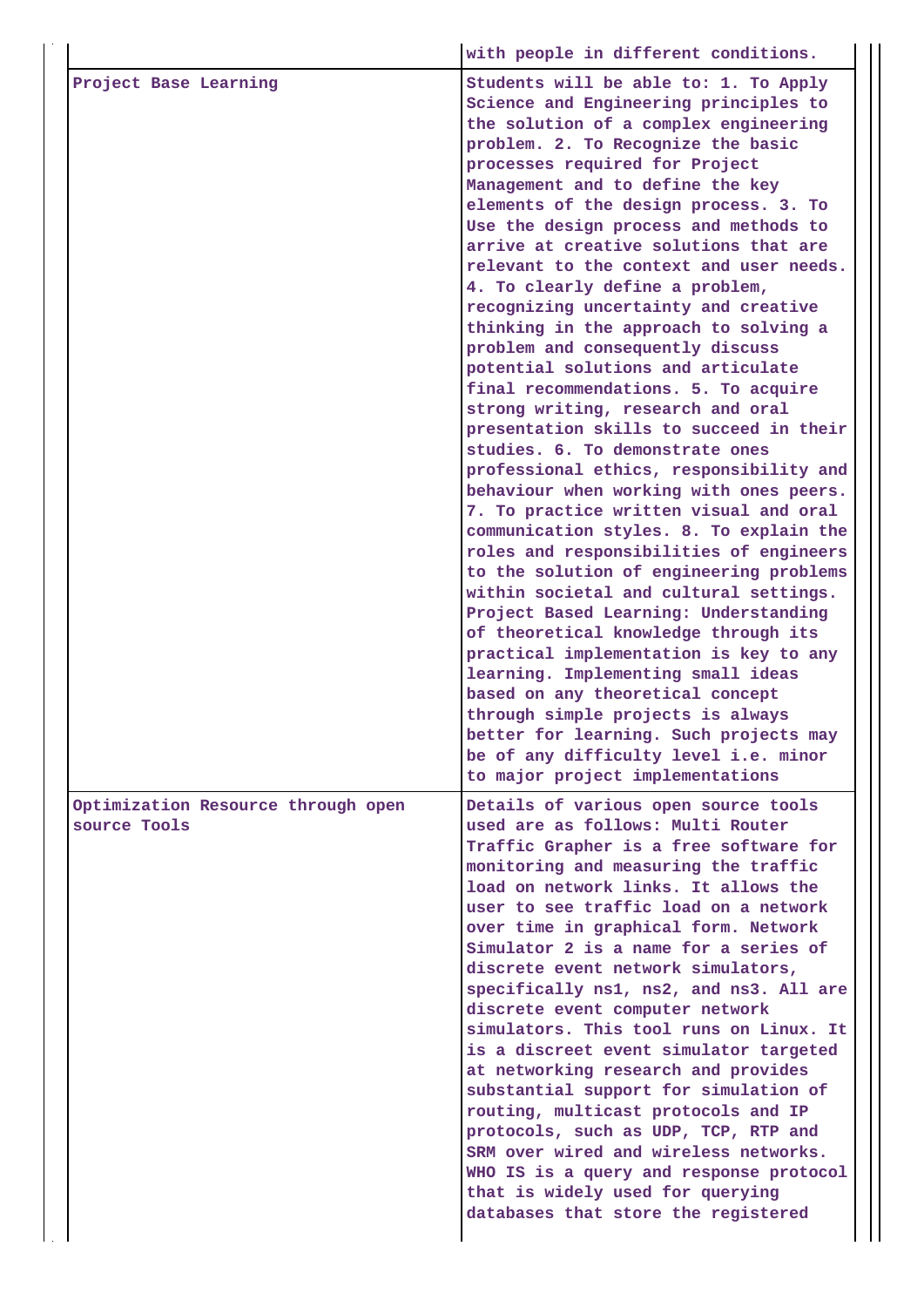| | |
|---|---|
| | with people in different conditions. |
| Project Base Learning | Students will be able to: 1. To Apply Science and Engineering principles to the solution of a complex engineering problem. 2. To Recognize the basic processes required for Project Management and to define the key elements of the design process. 3. To Use the design process and methods to arrive at creative solutions that are relevant to the context and user needs. 4. To clearly define a problem, recognizing uncertainty and creative thinking in the approach to solving a problem and consequently discuss potential solutions and articulate final recommendations. 5. To acquire strong writing, research and oral presentation skills to succeed in their studies. 6. To demonstrate ones professional ethics, responsibility and behaviour when working with ones peers. 7. To practice written visual and oral communication styles. 8. To explain the roles and responsibilities of engineers to the solution of engineering problems within societal and cultural settings. Project Based Learning: Understanding of theoretical knowledge through its practical implementation is key to any learning. Implementing small ideas based on any theoretical concept through simple projects is always better for learning. Such projects may be of any difficulty level i.e. minor to major project implementations |
| Optimization Resource through open source Tools | Details of various open source tools used are as follows: Multi Router Traffic Grapher is a free software for monitoring and measuring the traffic load on network links. It allows the user to see traffic load on a network over time in graphical form. Network Simulator 2 is a name for a series of discrete event network simulators, specifically ns1, ns2, and ns3. All are discrete event computer network simulators. This tool runs on Linux. It is a discreet event simulator targeted at networking research and provides substantial support for simulation of routing, multicast protocols and IP protocols, such as UDP, TCP, RTP and SRM over wired and wireless networks. WHO IS is a query and response protocol that is widely used for querying databases that store the registered |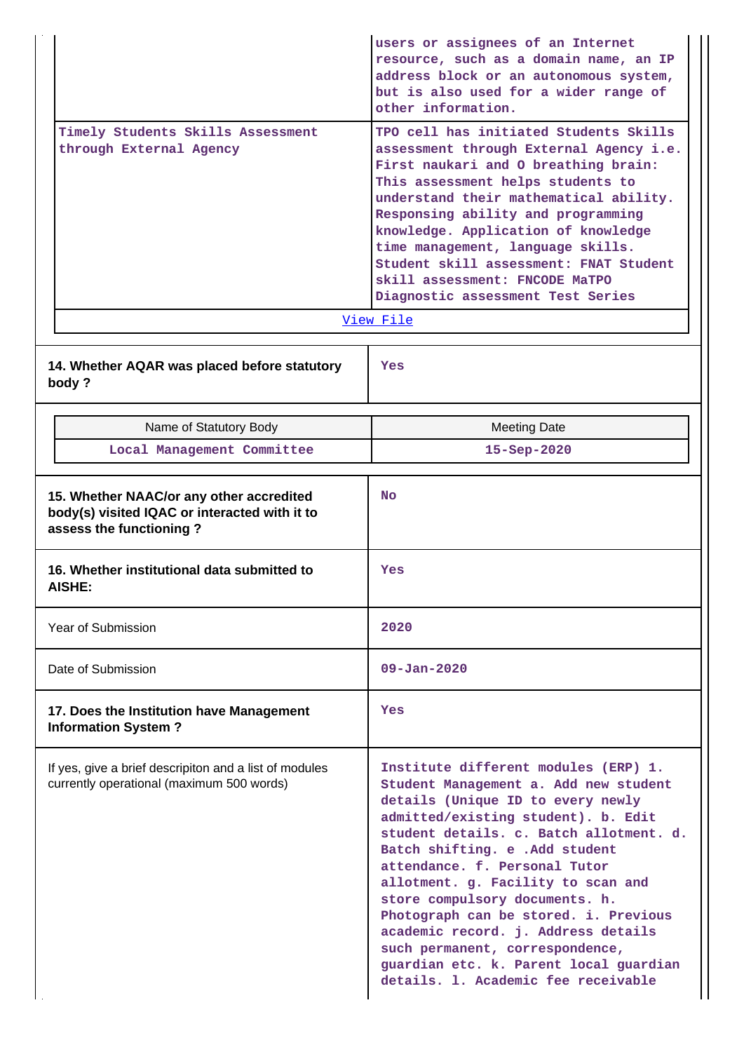| | |
|---|---|
| | users or assignees of an Internet resource, such as a domain name, an IP address block or an autonomous system, but is also used for a wider range of other information. |
| Timely Students Skills Assessment through External Agency | TPO cell has initiated Students Skills assessment through External Agency i.e. First naukari and O breathing brain: This assessment helps students to understand their mathematical ability. Responsing ability and programming knowledge. Application of knowledge time management, language skills. Student skill assessment: FNAT Student skill assessment: FNCODE MaTPO Diagnostic assessment Test Series |
| View File | |

| | |
|---|---|
| **14. Whether AQAR was placed before statutory body ?** | Yes |

| Name of Statutory Body | Meeting Date |
|---|---|
| Local Management Committee | 15-Sep-2020 |

| | |
|---|---|
| **15. Whether NAAC/or any other accredited body(s) visited IQAC or interacted with it to assess the functioning ?** | No |
| **16. Whether institutional data submitted to AISHE:** | Yes |
| Year of Submission | 2020 |
| Date of Submission | 09-Jan-2020 |
| **17. Does the Institution have Management Information System ?** | Yes |
| If yes, give a brief descripiton and a list of modules currently operational (maximum 500 words) | Institute different modules (ERP) 1. Student Management a. Add new student details (Unique ID to every newly admitted/existing student). b. Edit student details. c. Batch allotment. d. Batch shifting. e .Add student attendance. f. Personal Tutor allotment. g. Facility to scan and store compulsory documents. h. Photograph can be stored. i. Previous academic record. j. Address details such permanent, correspondence, guardian etc. k. Parent local guardian details. l. Academic fee receivable |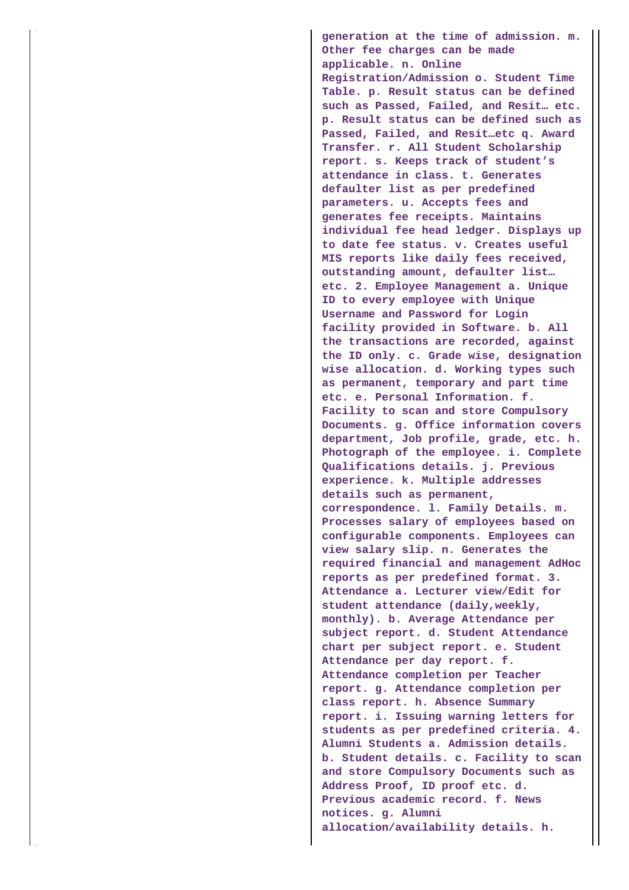| | generation at the time of admission. m. Other fee charges can be made applicable. n. Online Registration/Admission o. Student Time Table. p. Result status can be defined such as Passed, Failed, and Resit… etc. p. Result status can be defined such as Passed, Failed, and Resit…etc q. Award Transfer. r. All Student Scholarship report. s. Keeps track of student's attendance in class. t. Generates defaulter list as per predefined parameters. u. Accepts fees and generates fee receipts. Maintains individual fee head ledger. Displays up to date fee status. v. Creates useful MIS reports like daily fees received, outstanding amount, defaulter list… etc. 2. Employee Management a. Unique ID to every employee with Unique Username and Password for Login facility provided in Software. b. All the transactions are recorded, against the ID only. c. Grade wise, designation wise allocation. d. Working types such as permanent, temporary and part time etc. e. Personal Information. f. Facility to scan and store Compulsory Documents. g. Office information covers department, Job profile, grade, etc. h. Photograph of the employee. i. Complete Qualifications details. j. Previous experience. k. Multiple addresses details such as permanent, correspondence. l. Family Details. m. Processes salary of employees based on configurable components. Employees can view salary slip. n. Generates the required financial and management AdHoc reports as per predefined format. 3. Attendance a. Lecturer view/Edit for student attendance (daily,weekly, monthly). b. Average Attendance per subject report. d. Student Attendance chart per subject report. e. Student Attendance per day report. f. Attendance completion per Teacher report. g. Attendance completion per class report. h. Absence Summary report. i. Issuing warning letters for students as per predefined criteria. 4. Alumni Students a. Admission details. b. Student details. c. Facility to scan and store Compulsory Documents such as Address Proof, ID proof etc. d. Previous academic record. f. News notices. g. Alumni allocation/availability details. h. |
|---|---|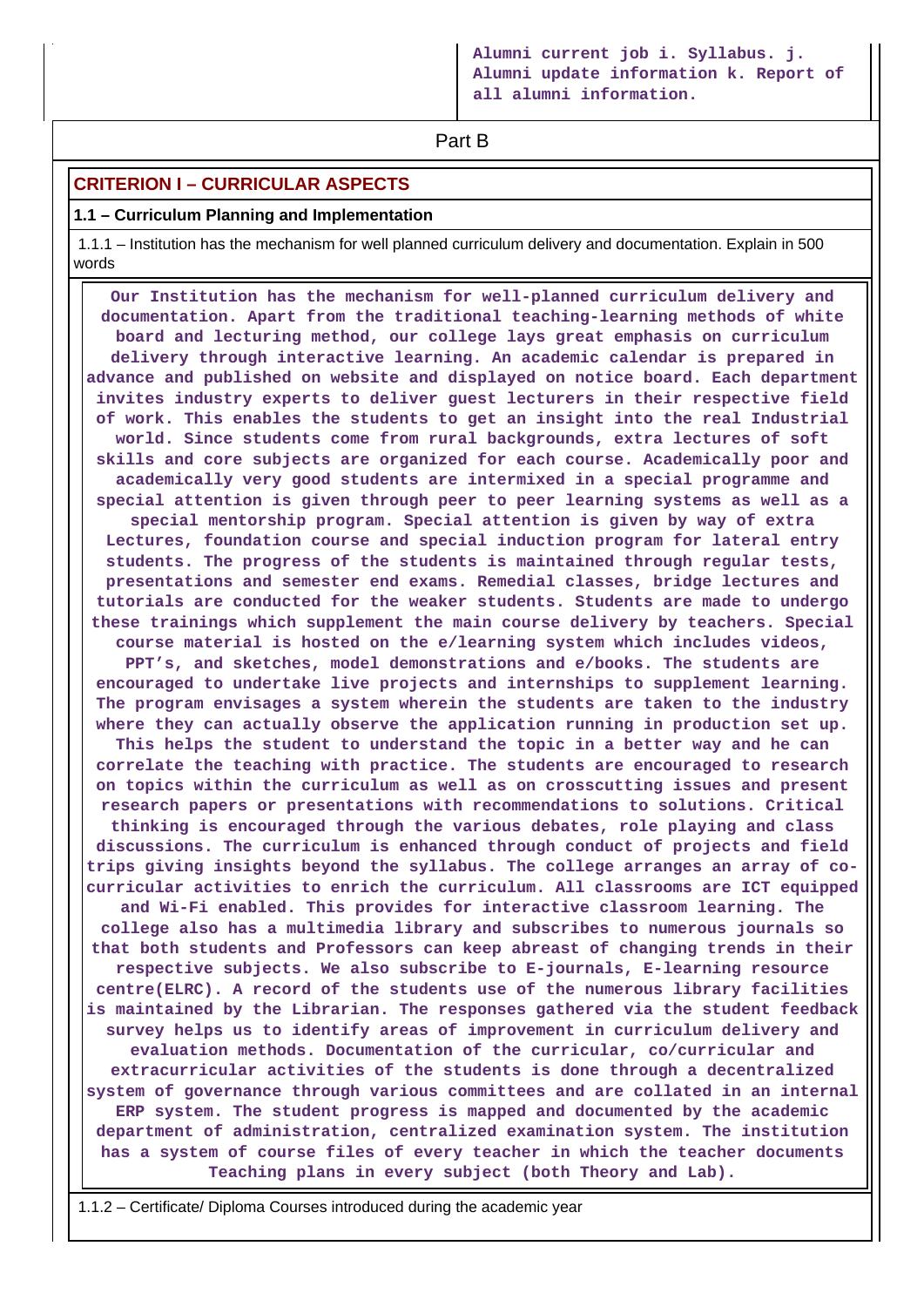Alumni current job i. Syllabus. j. Alumni update information k. Report of all alumni information.

## Part B

### CRITERION I – CURRICULAR ASPECTS

**1.1 – Curriculum Planning and Implementation**

1.1.1 – Institution has the mechanism for well planned curriculum delivery and documentation. Explain in 500 words

**Our Institution has the mechanism for well-planned curriculum delivery and documentation. Apart from the traditional teaching-learning methods of white board and lecturing method, our college lays great emphasis on curriculum delivery through interactive learning. An academic calendar is prepared in advance and published on website and displayed on notice board. Each department invites industry experts to deliver guest lecturers in their respective field of work. This enables the students to get an insight into the real Industrial world. Since students come from rural backgrounds, extra lectures of soft skills and core subjects are organized for each course. Academically poor and academically very good students are intermixed in a special programme and special attention is given through peer to peer learning systems as well as a special mentorship program. Special attention is given by way of extra Lectures, foundation course and special induction program for lateral entry students. The progress of the students is maintained through regular tests, presentations and semester end exams. Remedial classes, bridge lectures and tutorials are conducted for the weaker students. Students are made to undergo these trainings which supplement the main course delivery by teachers. Special course material is hosted on the e/learning system which includes videos, PPT's, and sketches, model demonstrations and e/books. The students are encouraged to undertake live projects and internships to supplement learning. The program envisages a system wherein the students are taken to the industry where they can actually observe the application running in production set up. This helps the student to understand the topic in a better way and he can correlate the teaching with practice. The students are encouraged to research on topics within the curriculum as well as on crosscutting issues and present research papers or presentations with recommendations to solutions. Critical thinking is encouraged through the various debates, role playing and class discussions. The curriculum is enhanced through conduct of projects and field trips giving insights beyond the syllabus. The college arranges an array of co-curricular activities to enrich the curriculum. All classrooms are ICT equipped and Wi-Fi enabled. This provides for interactive classroom learning. The college also has a multimedia library and subscribes to numerous journals so that both students and Professors can keep abreast of changing trends in their respective subjects. We also subscribe to E-journals, E-learning resource centre(ELRC). A record of the students use of the numerous library facilities is maintained by the Librarian. The responses gathered via the student feedback survey helps us to identify areas of improvement in curriculum delivery and evaluation methods. Documentation of the curricular, co/curricular and extracurricular activities of the students is done through a decentralized system of governance through various committees and are collated in an internal ERP system. The student progress is mapped and documented by the academic department of administration, centralized examination system. The institution has a system of course files of every teacher in which the teacher documents Teaching plans in every subject (both Theory and Lab).**

1.1.2 – Certificate/ Diploma Courses introduced during the academic year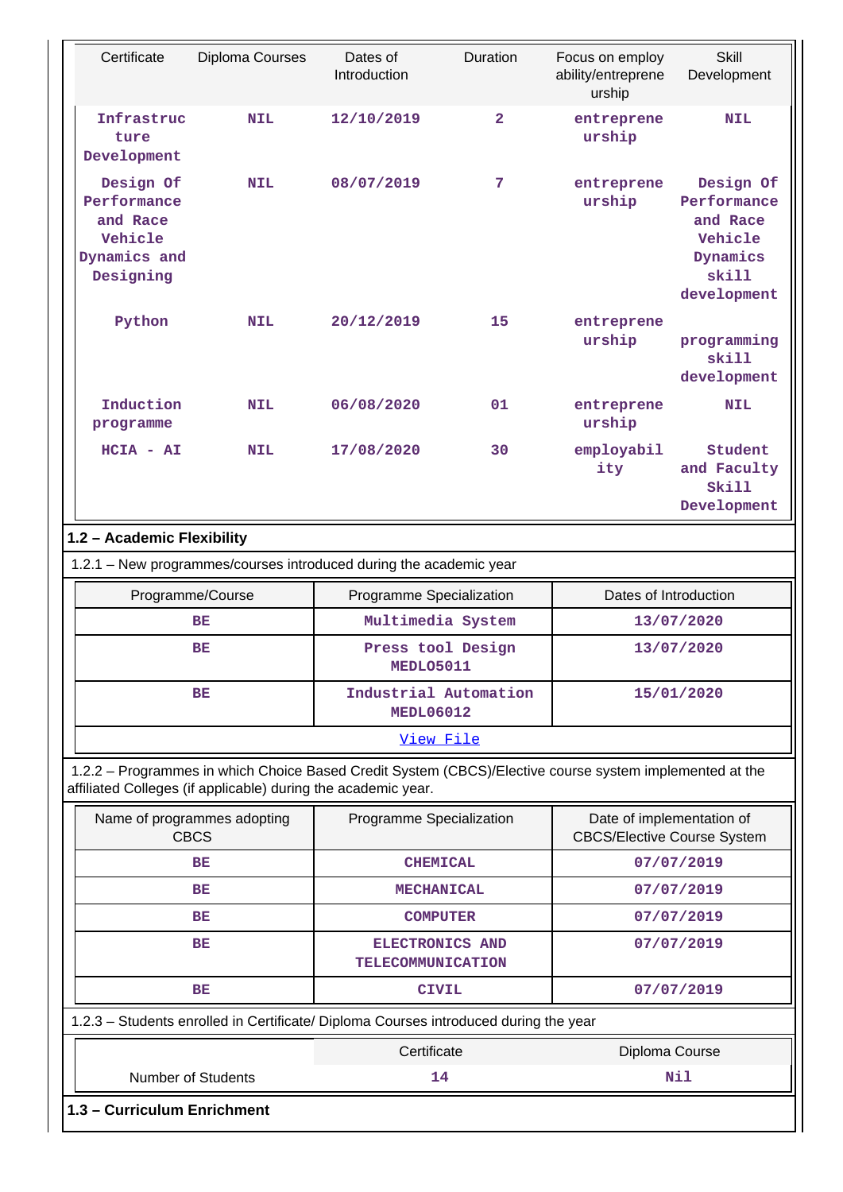| Certificate | Diploma Courses | Dates of Introduction | Duration | Focus on employ ability/entrepreneurship | Skill Development |
|---|---|---|---|---|---|
| Infrastructure Development | NIL | 12/10/2019 | 2 | entrepreneurship | NIL |
| Design Of Performance and Race Vehicle Dynamics and Designing | NIL | 08/07/2019 | 7 | entrepreneurship | Design Of Performance and Race Vehicle Dynamics skill development |
| Python | NIL | 20/12/2019 | 15 | entrepreneurship | programming skill development |
| Induction programme | NIL | 06/08/2020 | 01 | entrepreneurship | NIL |
| HCIA - AI | NIL | 17/08/2020 | 30 | employability | Student and Faculty Skill Development |

**1.2 – Academic Flexibility**

1.2.1 – New programmes/courses introduced during the academic year

| Programme/Course | Programme Specialization | Dates of Introduction |
|---|---|---|
| BE | Multimedia System | 13/07/2020 |
| BE | Press tool Design MEDLO5011 | 13/07/2020 |
| BE | Industrial Automation MEDL06012 | 15/01/2020 |

View File

1.2.2 – Programmes in which Choice Based Credit System (CBCS)/Elective course system implemented at the affiliated Colleges (if applicable) during the academic year.

| Name of programmes adopting CBCS | Programme Specialization | Date of implementation of CBCS/Elective Course System |
|---|---|---|
| BE | CHEMICAL | 07/07/2019 |
| BE | MECHANICAL | 07/07/2019 |
| BE | COMPUTER | 07/07/2019 |
| BE | ELECTRONICS AND TELECOMMUNICATION | 07/07/2019 |
| BE | CIVIL | 07/07/2019 |

1.2.3 – Students enrolled in Certificate/ Diploma Courses introduced during the year

| | Certificate | Diploma Course |
|---|---|---|
| Number of Students | 14 | Nil |

**1.3 – Curriculum Enrichment**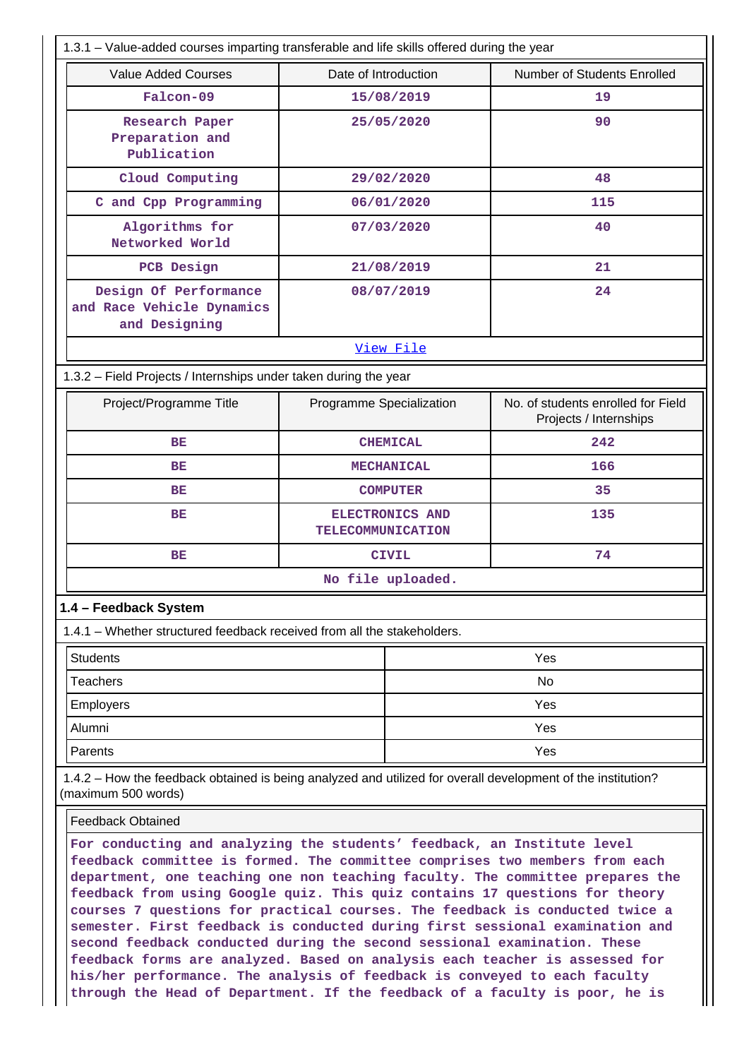1.3.1 – Value-added courses imparting transferable and life skills offered during the year

| Value Added Courses | Date of Introduction | Number of Students Enrolled |
|---|---|---|
| Falcon-09 | 15/08/2019 | 19 |
| Research Paper Preparation and Publication | 25/05/2020 | 90 |
| Cloud Computing | 29/02/2020 | 48 |
| C and Cpp Programming | 06/01/2020 | 115 |
| Algorithms for Networked World | 07/03/2020 | 40 |
| PCB Design | 21/08/2019 | 21 |
| Design Of Performance and Race Vehicle Dynamics and Designing | 08/07/2019 | 24 |

View File

1.3.2 – Field Projects / Internships under taken during the year

| Project/Programme Title | Programme Specialization | No. of students enrolled for Field Projects / Internships |
|---|---|---|
| BE | CHEMICAL | 242 |
| BE | MECHANICAL | 166 |
| BE | COMPUTER | 35 |
| BE | ELECTRONICS AND TELECOMMUNICATION | 135 |
| BE | CIVIL | 74 |

No file uploaded.

## 1.4 – Feedback System

1.4.1 – Whether structured feedback received from all the stakeholders.

| | |
|---|---|
| Students | Yes |
| Teachers | No |
| Employers | Yes |
| Alumni | Yes |
| Parents | Yes |

1.4.2 – How the feedback obtained is being analyzed and utilized for overall development of the institution? (maximum 500 words)

Feedback Obtained

For conducting and analyzing the students' feedback, an Institute level feedback committee is formed. The committee comprises two members from each department, one teaching one non teaching faculty. The committee prepares the feedback from using Google quiz. This quiz contains 17 questions for theory courses 7 questions for practical courses. The feedback is conducted twice a semester. First feedback is conducted during first sessional examination and second feedback conducted during the second sessional examination. These feedback forms are analyzed. Based on analysis each teacher is assessed for his/her performance. The analysis of feedback is conveyed to each faculty through the Head of Department. If the feedback of a faculty is poor, he is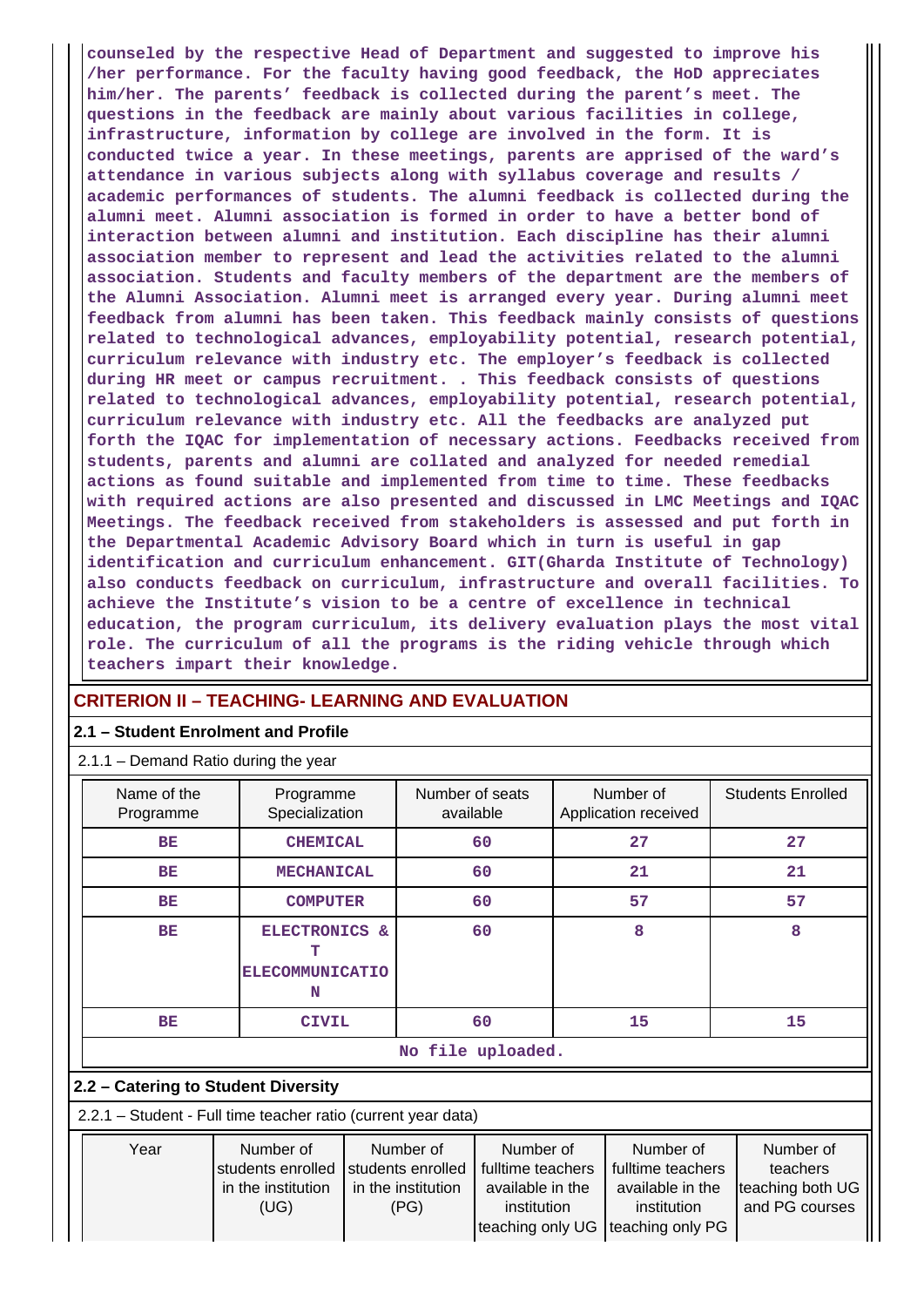**counseled by the respective Head of Department and suggested to improve his /her performance. For the faculty having good feedback, the HoD appreciates him/her. The parents' feedback is collected during the parent's meet. The questions in the feedback are mainly about various facilities in college, infrastructure, information by college are involved in the form. It is conducted twice a year. In these meetings, parents are apprised of the ward's attendance in various subjects along with syllabus coverage and results / academic performances of students. The alumni feedback is collected during the alumni meet. Alumni association is formed in order to have a better bond of interaction between alumni and institution. Each discipline has their alumni association member to represent and lead the activities related to the alumni association. Students and faculty members of the department are the members of the Alumni Association. Alumni meet is arranged every year. During alumni meet feedback from alumni has been taken. This feedback mainly consists of questions related to technological advances, employability potential, research potential, curriculum relevance with industry etc. The employer's feedback is collected during HR meet or campus recruitment. . This feedback consists of questions related to technological advances, employability potential, research potential, curriculum relevance with industry etc. All the feedbacks are analyzed put forth the IQAC for implementation of necessary actions. Feedbacks received from students, parents and alumni are collated and analyzed for needed remedial actions as found suitable and implemented from time to time. These feedbacks with required actions are also presented and discussed in LMC Meetings and IQAC Meetings. The feedback received from stakeholders is assessed and put forth in the Departmental Academic Advisory Board which in turn is useful in gap identification and curriculum enhancement. GIT(Gharda Institute of Technology) also conducts feedback on curriculum, infrastructure and overall facilities. To achieve the Institute's vision to be a centre of excellence in technical education, the program curriculum, its delivery evaluation plays the most vital role. The curriculum of all the programs is the riding vehicle through which teachers impart their knowledge.**

## CRITERION II – TEACHING- LEARNING AND EVALUATION

### 2.1 – Student Enrolment and Profile

2.1.1 – Demand Ratio during the year

| Name of the Programme | Programme Specialization | Number of seats available | Number of Application received | Students Enrolled |
|---|---|---|---|---|
| BE | CHEMICAL | 60 | 27 | 27 |
| BE | MECHANICAL | 60 | 21 | 21 |
| BE | COMPUTER | 60 | 57 | 57 |
| BE | ELECTRONICS & TELECOMMUNICATION | 60 | 8 | 8 |
| BE | CIVIL | 60 | 15 | 15 |

No file uploaded.

### 2.2 – Catering to Student Diversity

2.2.1 – Student - Full time teacher ratio (current year data)

| Year | Number of students enrolled in the institution (UG) | Number of students enrolled in the institution (PG) | Number of fulltime teachers available in the institution teaching only UG | Number of fulltime teachers available in the institution teaching only PG | Number of teachers teaching both UG and PG courses |
|---|---|---|---|---|---|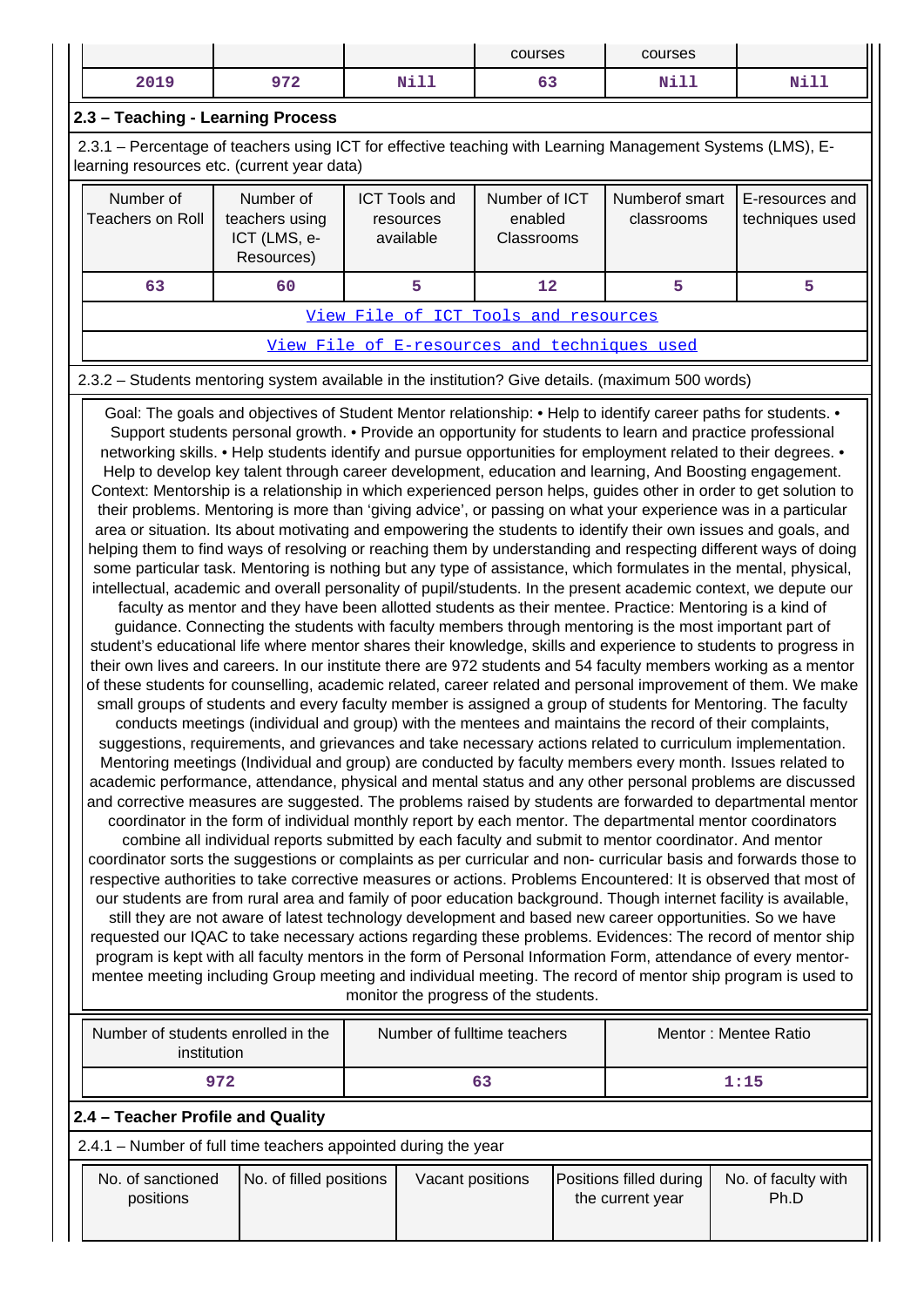| | | | courses | courses | |
|---|---|---|---|---|---|
| 2019 | 972 | Nill | 63 | Nill | Nill |

### 2.3 – Teaching - Learning Process

2.3.1 – Percentage of teachers using ICT for effective teaching with Learning Management Systems (LMS), E-learning resources etc. (current year data)

| Number of Teachers on Roll | Number of teachers using ICT (LMS, e-Resources) | ICT Tools and resources available | Number of ICT enabled Classrooms | Numberof smart classrooms | E-resources and techniques used |
|---|---|---|---|---|---|
| 63 | 60 | 5 | 12 | 5 | 5 |
| View File of ICT Tools and resources | | | | | |
| View File of E-resources and techniques used | | | | | |

2.3.2 – Students mentoring system available in the institution? Give details. (maximum 500 words)

Goal: The goals and objectives of Student Mentor relationship: • Help to identify career paths for students. • Support students personal growth. • Provide an opportunity for students to learn and practice professional networking skills. • Help students identify and pursue opportunities for employment related to their degrees. • Help to develop key talent through career development, education and learning, And Boosting engagement. Context: Mentorship is a relationship in which experienced person helps, guides other in order to get solution to their problems. Mentoring is more than 'giving advice', or passing on what your experience was in a particular area or situation. Its about motivating and empowering the students to identify their own issues and goals, and helping them to find ways of resolving or reaching them by understanding and respecting different ways of doing some particular task. Mentoring is nothing but any type of assistance, which formulates in the mental, physical, intellectual, academic and overall personality of pupil/students. In the present academic context, we depute our faculty as mentor and they have been allotted students as their mentee. Practice: Mentoring is a kind of guidance. Connecting the students with faculty members through mentoring is the most important part of student's educational life where mentor shares their knowledge, skills and experience to students to progress in their own lives and careers. In our institute there are 972 students and 54 faculty members working as a mentor of these students for counselling, academic related, career related and personal improvement of them. We make small groups of students and every faculty member is assigned a group of students for Mentoring. The faculty conducts meetings (individual and group) with the mentees and maintains the record of their complaints, suggestions, requirements, and grievances and take necessary actions related to curriculum implementation. Mentoring meetings (Individual and group) are conducted by faculty members every month. Issues related to academic performance, attendance, physical and mental status and any other personal problems are discussed and corrective measures are suggested. The problems raised by students are forwarded to departmental mentor coordinator in the form of individual monthly report by each mentor. The departmental mentor coordinators combine all individual reports submitted by each faculty and submit to mentor coordinator. And mentor coordinator sorts the suggestions or complaints as per curricular and non- curricular basis and forwards those to respective authorities to take corrective measures or actions. Problems Encountered: It is observed that most of our students are from rural area and family of poor education background. Though internet facility is available, still they are not aware of latest technology development and based new career opportunities. So we have requested our IQAC to take necessary actions regarding these problems. Evidences: The record of mentor ship program is kept with all faculty mentors in the form of Personal Information Form, attendance of every mentor-mentee meeting including Group meeting and individual meeting. The record of mentor ship program is used to monitor the progress of the students.

| Number of students enrolled in the institution | Number of fulltime teachers | Mentor : Mentee Ratio |
|---|---|---|
| 972 | 63 | 1:15 |

### 2.4 – Teacher Profile and Quality

2.4.1 – Number of full time teachers appointed during the year

| No. of sanctioned positions | No. of filled positions | Vacant positions | Positions filled during the current year | No. of faculty with Ph.D |
|---|---|---|---|---|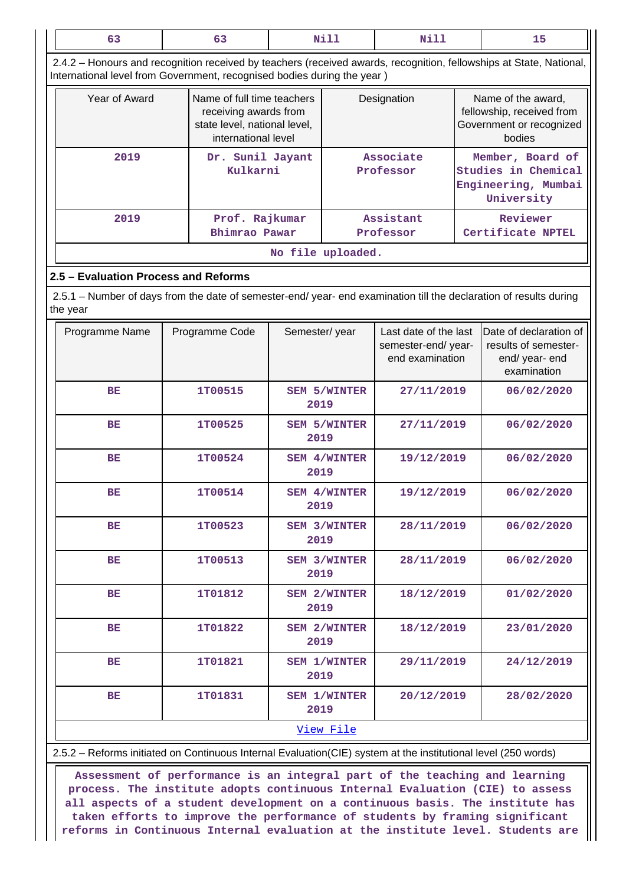| 63 | 63 | Nill | Nill | 15 |
|---|---|---|---|---|

2.4.2 – Honours and recognition received by teachers (received awards, recognition, fellowships at State, National, International level from Government, recognised bodies during the year )

| Year of Award | Name of full time teachers receiving awards from state level, national level, international level | Designation | Name of the award, fellowship, received from Government or recognized bodies |
|---|---|---|---|
| 2019 | Dr. Sunil Jayant Kulkarni | Associate Professor | Member, Board of Studies in Chemical Engineering, Mumbai University |
| 2019 | Prof. Rajkumar Bhimrao Pawar | Assistant Professor | Reviewer Certificate NPTEL |
| No file uploaded. | | | |

## 2.5 – Evaluation Process and Reforms

2.5.1 – Number of days from the date of semester-end/ year- end examination till the declaration of results during the year

| Programme Name | Programme Code | Semester/ year | Last date of the last semester-end/ year- end examination | Date of declaration of results of semester-end/ year- end examination |
|---|---|---|---|---|
| BE | 1T00515 | SEM 5/WINTER 2019 | 27/11/2019 | 06/02/2020 |
| BE | 1T00525 | SEM 5/WINTER 2019 | 27/11/2019 | 06/02/2020 |
| BE | 1T00524 | SEM 4/WINTER 2019 | 19/12/2019 | 06/02/2020 |
| BE | 1T00514 | SEM 4/WINTER 2019 | 19/12/2019 | 06/02/2020 |
| BE | 1T00523 | SEM 3/WINTER 2019 | 28/11/2019 | 06/02/2020 |
| BE | 1T00513 | SEM 3/WINTER 2019 | 28/11/2019 | 06/02/2020 |
| BE | 1T01812 | SEM 2/WINTER 2019 | 18/12/2019 | 01/02/2020 |
| BE | 1T01822 | SEM 2/WINTER 2019 | 18/12/2019 | 23/01/2020 |
| BE | 1T01821 | SEM 1/WINTER 2019 | 29/11/2019 | 24/12/2019 |
| BE | 1T01831 | SEM 1/WINTER 2019 | 20/12/2019 | 28/02/2020 |
| View File | | | | |

2.5.2 – Reforms initiated on Continuous Internal Evaluation(CIE) system at the institutional level (250 words)

Assessment of performance is an integral part of the teaching and learning process. The institute adopts continuous Internal Evaluation (CIE) to assess all aspects of a student development on a continuous basis. The institute has taken efforts to improve the performance of students by framing significant reforms in Continuous Internal evaluation at the institute level. Students are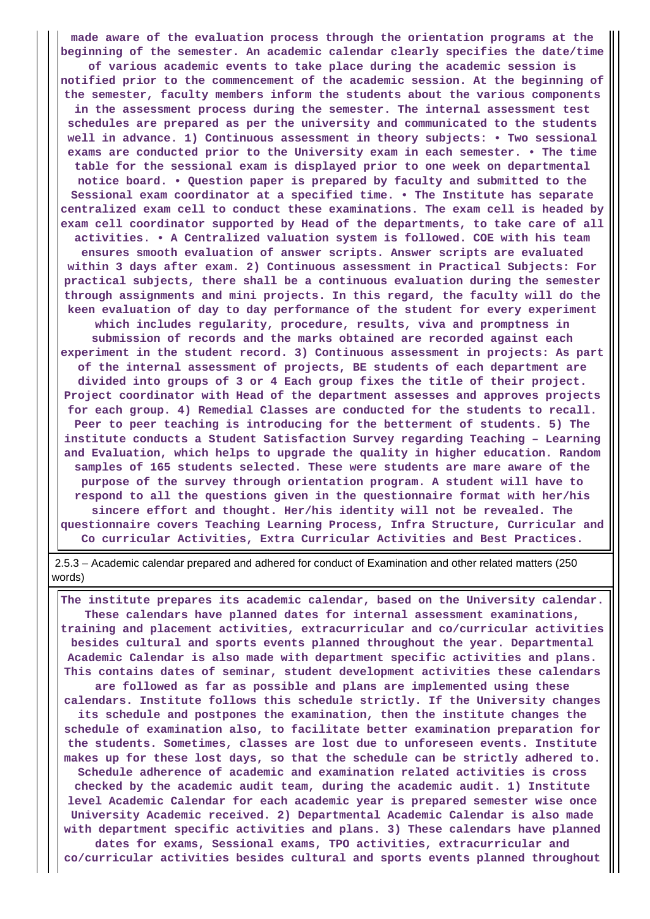**made aware of the evaluation process through the orientation programs at the beginning of the semester. An academic calendar clearly specifies the date/time of various academic events to take place during the academic session is notified prior to the commencement of the academic session. At the beginning of the semester, faculty members inform the students about the various components in the assessment process during the semester. The internal assessment test schedules are prepared as per the university and communicated to the students well in advance. 1) Continuous assessment in theory subjects: • Two sessional exams are conducted prior to the University exam in each semester. • The time table for the sessional exam is displayed prior to one week on departmental notice board. • Question paper is prepared by faculty and submitted to the Sessional exam coordinator at a specified time. • The Institute has separate centralized exam cell to conduct these examinations. The exam cell is headed by exam cell coordinator supported by Head of the departments, to take care of all activities. • A Centralized valuation system is followed. COE with his team ensures smooth evaluation of answer scripts. Answer scripts are evaluated within 3 days after exam. 2) Continuous assessment in Practical Subjects: For practical subjects, there shall be a continuous evaluation during the semester through assignments and mini projects. In this regard, the faculty will do the keen evaluation of day to day performance of the student for every experiment which includes regularity, procedure, results, viva and promptness in submission of records and the marks obtained are recorded against each experiment in the student record. 3) Continuous assessment in projects: As part of the internal assessment of projects, BE students of each department are divided into groups of 3 or 4 Each group fixes the title of their project. Project coordinator with Head of the department assesses and approves projects for each group. 4) Remedial Classes are conducted for the students to recall. Peer to peer teaching is introducing for the betterment of students. 5) The institute conducts a Student Satisfaction Survey regarding Teaching – Learning and Evaluation, which helps to upgrade the quality in higher education. Random samples of 165 students selected. These were students are mare aware of the purpose of the survey through orientation program. A student will have to respond to all the questions given in the questionnaire format with her/his sincere effort and thought. Her/his identity will not be revealed. The questionnaire covers Teaching Learning Process, Infra Structure, Curricular and Co curricular Activities, Extra Curricular Activities and Best Practices.**

2.5.3 – Academic calendar prepared and adhered for conduct of Examination and other related matters (250 words)

**The institute prepares its academic calendar, based on the University calendar. These calendars have planned dates for internal assessment examinations, training and placement activities, extracurricular and co/curricular activities besides cultural and sports events planned throughout the year. Departmental Academic Calendar is also made with department specific activities and plans. This contains dates of seminar, student development activities these calendars are followed as far as possible and plans are implemented using these calendars. Institute follows this schedule strictly. If the University changes its schedule and postpones the examination, then the institute changes the schedule of examination also, to facilitate better examination preparation for the students. Sometimes, classes are lost due to unforeseen events. Institute makes up for these lost days, so that the schedule can be strictly adhered to. Schedule adherence of academic and examination related activities is cross checked by the academic audit team, during the academic audit. 1) Institute level Academic Calendar for each academic year is prepared semester wise once University Academic received. 2) Departmental Academic Calendar is also made with department specific activities and plans. 3) These calendars have planned dates for exams, Sessional exams, TPO activities, extracurricular and co/curricular activities besides cultural and sports events planned throughout**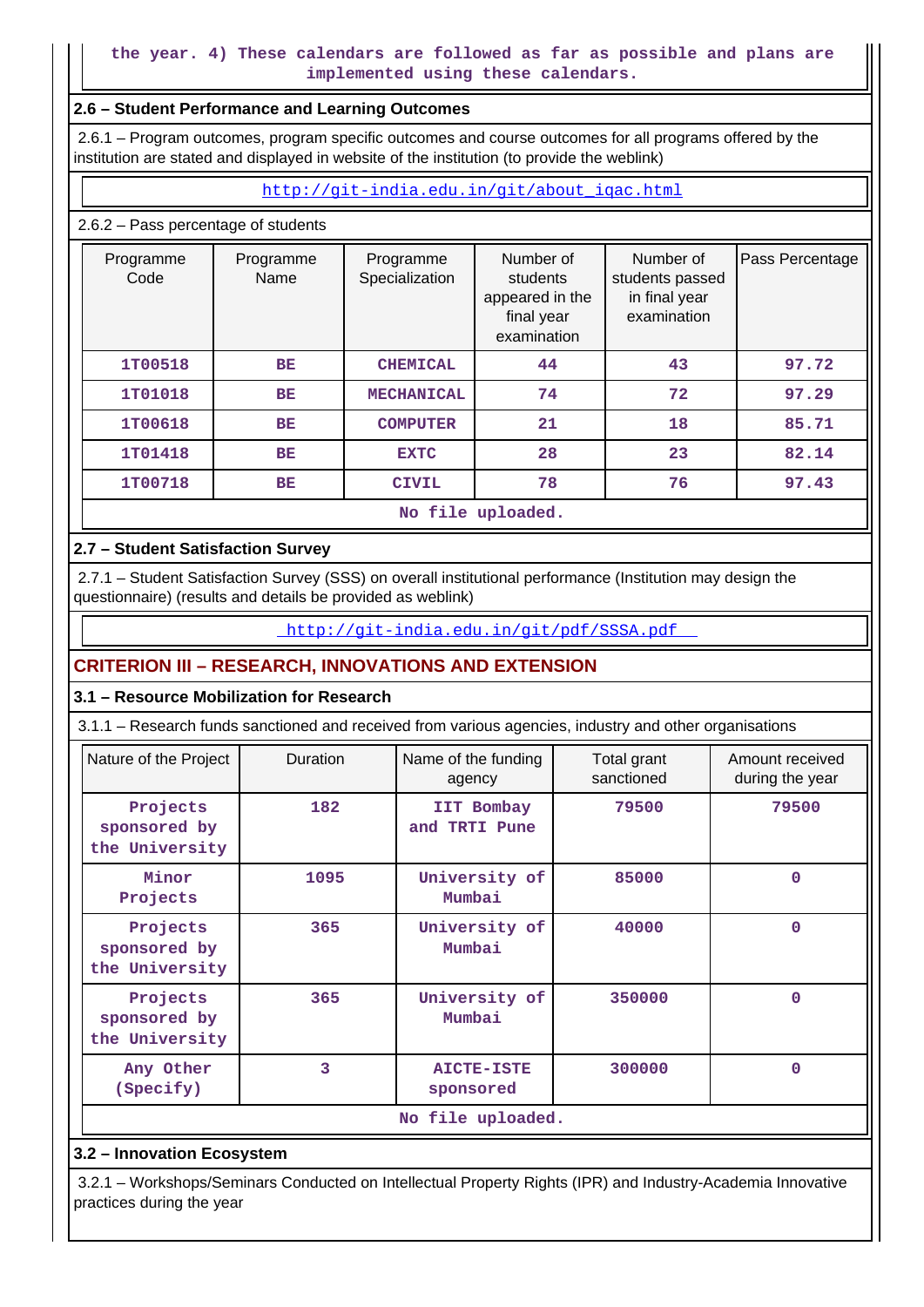the year. 4) These calendars are followed as far as possible and plans are implemented using these calendars.

### 2.6 – Student Performance and Learning Outcomes

2.6.1 – Program outcomes, program specific outcomes and course outcomes for all programs offered by the institution are stated and displayed in website of the institution (to provide the weblink)

http://git-india.edu.in/git/about_iqac.html

2.6.2 – Pass percentage of students

| Programme Code | Programme Name | Programme Specialization | Number of students appeared in the final year examination | Number of students passed in final year examination | Pass Percentage |
|---|---|---|---|---|---|
| 1T00518 | BE | CHEMICAL | 44 | 43 | 97.72 |
| 1T01018 | BE | MECHANICAL | 74 | 72 | 97.29 |
| 1T00618 | BE | COMPUTER | 21 | 18 | 85.71 |
| 1T01418 | BE | EXTC | 28 | 23 | 82.14 |
| 1T00718 | BE | CIVIL | 78 | 76 | 97.43 |

No file uploaded.

### 2.7 – Student Satisfaction Survey

2.7.1 – Student Satisfaction Survey (SSS) on overall institutional performance (Institution may design the questionnaire) (results and details be provided as weblink)

http://git-india.edu.in/git/pdf/SSSA.pdf

## CRITERION III – RESEARCH, INNOVATIONS AND EXTENSION

### 3.1 – Resource Mobilization for Research

3.1.1 – Research funds sanctioned and received from various agencies, industry and other organisations

| Nature of the Project | Duration | Name of the funding agency | Total grant sanctioned | Amount received during the year |
|---|---|---|---|---|
| Projects sponsored by the University | 182 | IIT Bombay and TRTI Pune | 79500 | 79500 |
| Minor Projects | 1095 | University of Mumbai | 85000 | 0 |
| Projects sponsored by the University | 365 | University of Mumbai | 40000 | 0 |
| Projects sponsored by the University | 365 | University of Mumbai | 350000 | 0 |
| Any Other (Specify) | 3 | AICTE-ISTE sponsored | 300000 | 0 |

No file uploaded.

### 3.2 – Innovation Ecosystem

3.2.1 – Workshops/Seminars Conducted on Intellectual Property Rights (IPR) and Industry-Academia Innovative practices during the year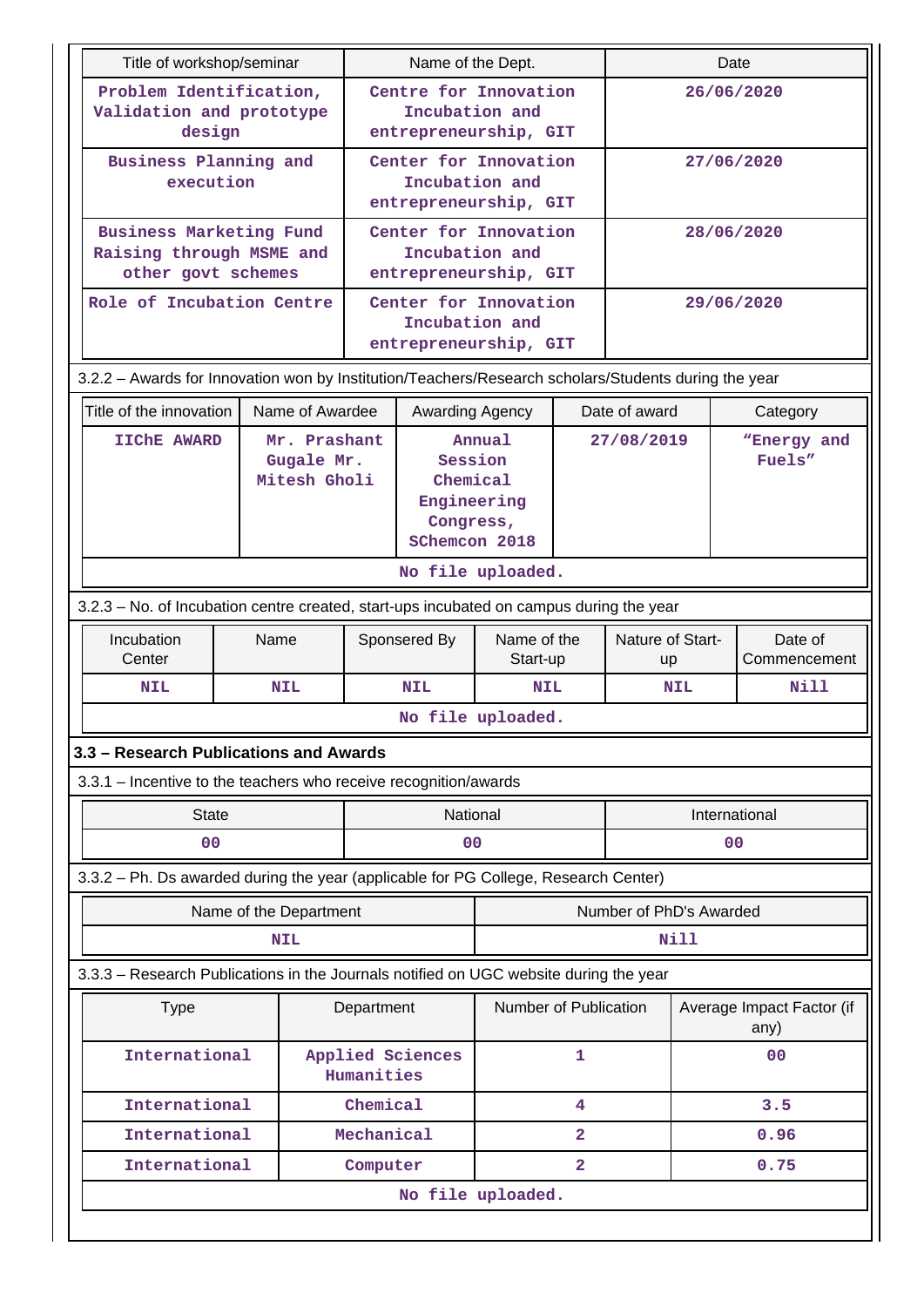| Title of workshop/seminar | Name of the Dept. | Date |
|---|---|---|
| Problem Identification, Validation and prototype design | Centre for Innovation Incubation and entrepreneurship, GIT | 26/06/2020 |
| Business Planning and execution | Center for Innovation Incubation and entrepreneurship, GIT | 27/06/2020 |
| Business Marketing Fund Raising through MSME and other govt schemes | Center for Innovation Incubation and entrepreneurship, GIT | 28/06/2020 |
| Role of Incubation Centre | Center for Innovation Incubation and entrepreneurship, GIT | 29/06/2020 |

3.2.2 – Awards for Innovation won by Institution/Teachers/Research scholars/Students during the year

| Title of the innovation | Name of Awardee | Awarding Agency | Date of award | Category |
|---|---|---|---|---|
| IIChE AWARD | Mr. Prashant Gugale Mr. Mitesh Gholi | Annual Session Chemical Engineering Congress, SChemcon 2018 | 27/08/2019 | "Energy and Fuels" |

No file uploaded.

3.2.3 – No. of Incubation centre created, start-ups incubated on campus during the year

| Incubation Center | Name | Sponsered By | Name of the Start-up | Nature of Start-up | Date of Commencement |
|---|---|---|---|---|---|
| NIL | NIL | NIL | NIL | NIL | Nill |

No file uploaded.

### 3.3 – Research Publications and Awards

3.3.1 – Incentive to the teachers who receive recognition/awards

| State | National | International |
|---|---|---|
| 00 | 00 | 00 |

3.3.2 – Ph. Ds awarded during the year (applicable for PG College, Research Center)

| Name of the Department | Number of PhD's Awarded |
|---|---|
| NIL | Nill |

3.3.3 – Research Publications in the Journals notified on UGC website during the year

| Type | Department | Number of Publication | Average Impact Factor (if any) |
|---|---|---|---|
| International | Applied Sciences Humanities | 1 | 00 |
| International | Chemical | 4 | 3.5 |
| International | Mechanical | 2 | 0.96 |
| International | Computer | 2 | 0.75 |

No file uploaded.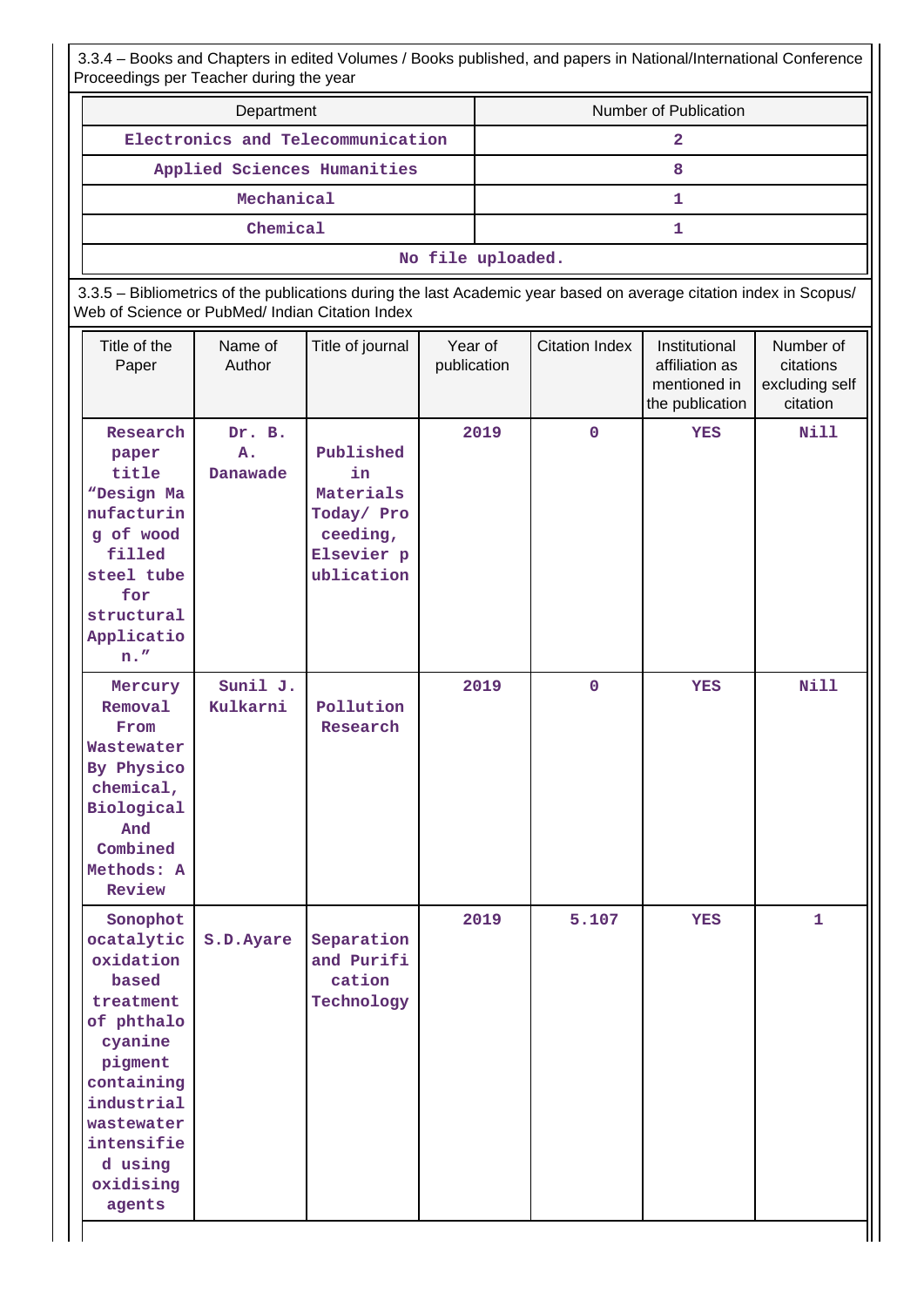3.3.4 – Books and Chapters in edited Volumes / Books published, and papers in National/International Conference Proceedings per Teacher during the year

| Department | Number of Publication |
|---|---|
| Electronics and Telecommunication | 2 |
| Applied Sciences Humanities | 8 |
| Mechanical | 1 |
| Chemical | 1 |
| No file uploaded. | |

3.3.5 – Bibliometrics of the publications during the last Academic year based on average citation index in Scopus/ Web of Science or PubMed/ Indian Citation Index

| Title of the Paper | Name of Author | Title of journal | Year of publication | Citation Index | Institutional affiliation as mentioned in the publication | Number of citations excluding self citation |
|---|---|---|---|---|---|---|
| Research paper title "Design Manufacturing of wood filled steel tube for structural Application." | Dr. B. A. Danawade | Published in Materials Today/ Proceeding, Elsevier publication | 2019 | 0 | YES | Nill |
| Mercury Removal From Wastewater By Physicochemical, Biological And Combined Methods: A Review | Sunil J. Kulkarni | Pollution Research | 2019 | 0 | YES | Nill |
| Sonophotocatalytic oxidation based treatment of phthalocyanine pigment containing industrial wastewater intensified using oxidising agents | S.D.Ayare | Separation and Purification Technology | 2019 | 5.107 | YES | 1 |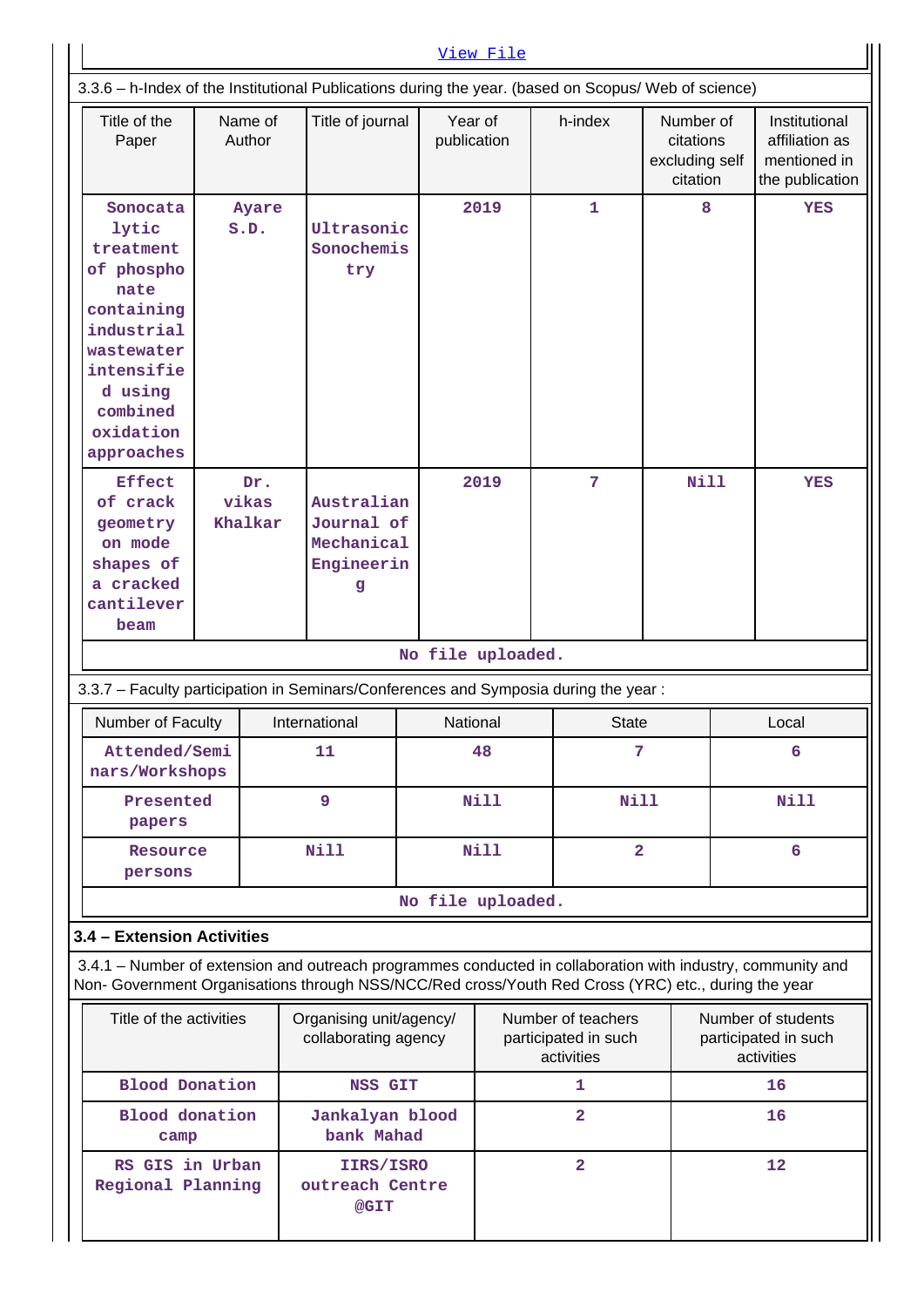View File

3.3.6 – h-Index of the Institutional Publications during the year. (based on Scopus/ Web of science)

| Title of the Paper | Name of Author | Title of journal | Year of publication | h-index | Number of citations excluding self citation | Institutional affiliation as mentioned in the publication |
|---|---|---|---|---|---|---|
| Sonocatalytic treatment of phosphonate containing industrial wastewater intensified using combined oxidation approaches | Ayare S.D. | Ultrasonic Sonochemistry | 2019 | 1 | 8 | YES |
| Effect of crack geometry on mode shapes of a cracked cantilever beam | Dr. vikas Khalkar | Australian Journal of Mechanical Engineering | 2019 | 7 | Nill | YES |

No file uploaded.

3.3.7 – Faculty participation in Seminars/Conferences and Symposia during the year :

| Number of Faculty | International | National | State | Local |
|---|---|---|---|---|
| Attended/Seminars/Workshops | 11 | 48 | 7 | 6 |
| Presented papers | 9 | Nill | Nill | Nill |
| Resource persons | Nill | Nill | 2 | 6 |

No file uploaded.

## 3.4 – Extension Activities

3.4.1 – Number of extension and outreach programmes conducted in collaboration with industry, community and Non- Government Organisations through NSS/NCC/Red cross/Youth Red Cross (YRC) etc., during the year

| Title of the activities | Organising unit/agency/ collaborating agency | Number of teachers participated in such activities | Number of students participated in such activities |
|---|---|---|---|
| Blood Donation | NSS GIT | 1 | 16 |
| Blood donation camp | Jankalyan blood bank Mahad | 2 | 16 |
| RS GIS in Urban Regional Planning | IIRS/ISRO outreach Centre @GIT | 2 | 12 |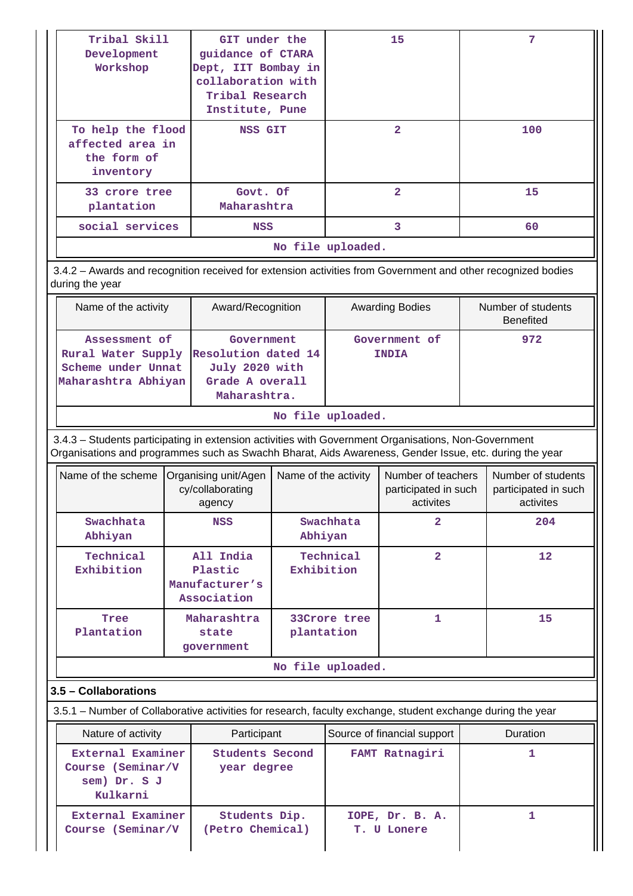| Tribal Skill Development Workshop | GIT under the guidance of CTARA Dept, IIT Bombay in collaboration with Tribal Research Institute, Pune | 15 | 7 |
|---|---|---|---|
| To help the flood affected area in the form of inventory | NSS GIT | 2 | 100 |
| 33 crore tree plantation | Govt. Of Maharashtra | 2 | 15 |
| social services | NSS | 3 | 60 |

No file uploaded.

3.4.2 – Awards and recognition received for extension activities from Government and other recognized bodies during the year

| Name of the activity | Award/Recognition | Awarding Bodies | Number of students Benefited |
|---|---|---|---|
| Assessment of Rural Water Supply Scheme under Unnat Maharashtra Abhiyan | Government Resolution dated 14 July 2020 with Grade A overall Maharashtra. | Government of INDIA | 972 |

No file uploaded.

3.4.3 – Students participating in extension activities with Government Organisations, Non-Government Organisations and programmes such as Swachh Bharat, Aids Awareness, Gender Issue, etc. during the year

| Name of the scheme | Organising unit/Agency/collaborating agency | Name of the activity | Number of teachers participated in such activites | Number of students participated in such activites |
|---|---|---|---|---|
| Swachhata Abhiyan | NSS | Swachhata Abhiyan | 2 | 204 |
| Technical Exhibition | All India Plastic Manufacturer's Association | Technical Exhibition | 2 | 12 |
| Tree Plantation | Maharashtra state government | 33Crore tree plantation | 1 | 15 |

No file uploaded.

## 3.5 – Collaborations

3.5.1 – Number of Collaborative activities for research, faculty exchange, student exchange during the year

| Nature of activity | Participant | Source of financial support | Duration |
|---|---|---|---|
| External Examiner Course (Seminar/V sem) Dr. S J Kulkarni | Students Second year degree | FAMT Ratnagiri | 1 |
| External Examiner Course (Seminar/V | Students Dip. (Petro Chemical) | IOPE, Dr. B. A. T. U Lonere | 1 |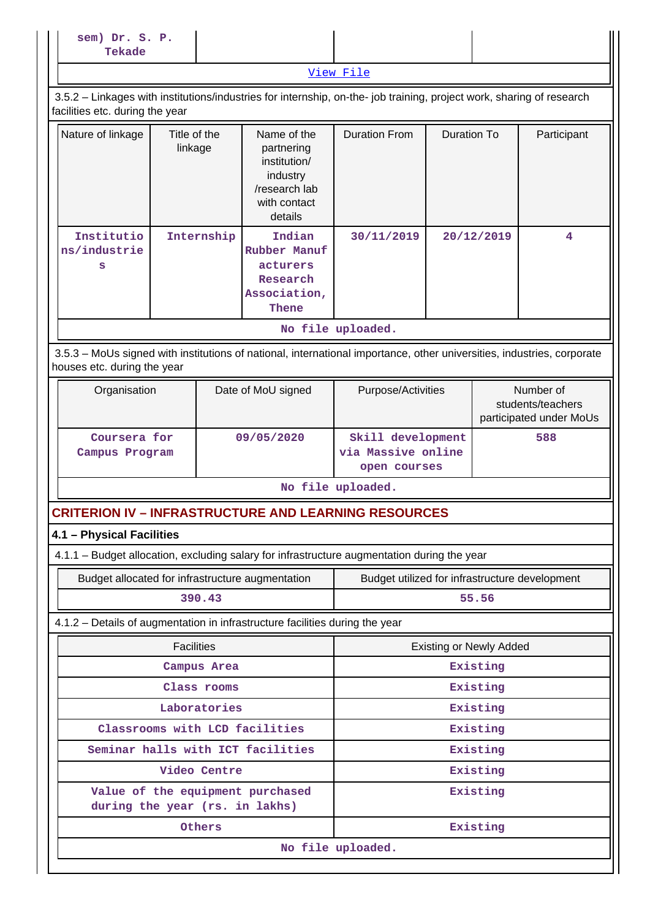| sem) Dr. S. P. Tekade | | | |
|---|---|---|---|

View File

3.5.2 – Linkages with institutions/industries for internship, on-the- job training, project work, sharing of research facilities etc. during the year

| Nature of linkage | Title of the linkage | Name of the partnering institution/ industry /research lab with contact details | Duration From | Duration To | Participant |
|---|---|---|---|---|---|
| Institutions/industries | Internship | Indian Rubber Manufacturers Research Association, Thene | 30/11/2019 | 20/12/2019 | 4 |

No file uploaded.

3.5.3 – MoUs signed with institutions of national, international importance, other universities, industries, corporate houses etc. during the year

| Organisation | Date of MoU signed | Purpose/Activities | Number of students/teachers participated under MoUs |
|---|---|---|---|
| Coursera for Campus Program | 09/05/2020 | Skill development via Massive online open courses | 588 |

No file uploaded.

## CRITERION IV – INFRASTRUCTURE AND LEARNING RESOURCES

### 4.1 – Physical Facilities

4.1.1 – Budget allocation, excluding salary for infrastructure augmentation during the year

| Budget allocated for infrastructure augmentation | Budget utilized for infrastructure development |
|---|---|
| 390.43 | 55.56 |

4.1.2 – Details of augmentation in infrastructure facilities during the year

| Facilities | Existing or Newly Added |
|---|---|
| Campus Area | Existing |
| Class rooms | Existing |
| Laboratories | Existing |
| Classrooms with LCD facilities | Existing |
| Seminar halls with ICT facilities | Existing |
| Video Centre | Existing |
| Value of the equipment purchased during the year (rs. in lakhs) | Existing |
| Others | Existing |

No file uploaded.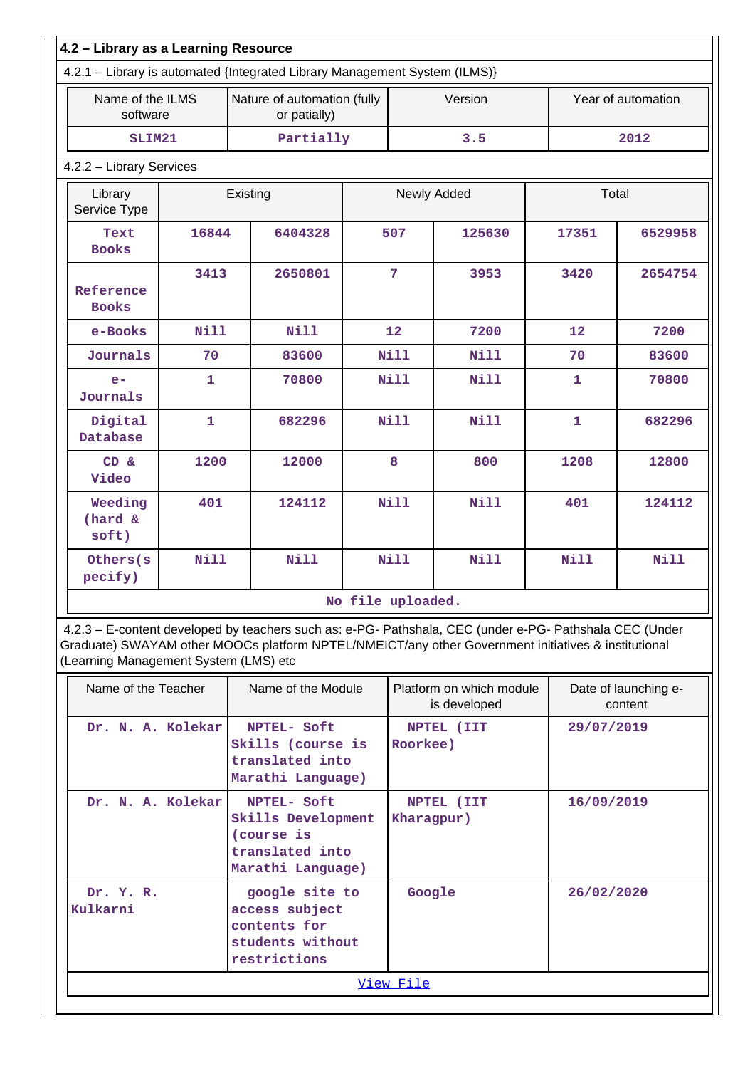#### 4.2 – Library as a Learning Resource

4.2.1 – Library is automated {Integrated Library Management System (ILMS)}

| Name of the ILMS software | Nature of automation (fully or patially) | Version | Year of automation |
|---|---|---|---|
| SLIM21 | Partially | 3.5 | 2012 |

4.2.2 – Library Services

| Library Service Type | Existing | | Newly Added | | Total | |
|---|---|---|---|---|---|---|
| Text Books | 16844 | 6404328 | 507 | 125630 | 17351 | 6529958 |
| Reference Books | 3413 | 2650801 | 7 | 3953 | 3420 | 2654754 |
| e-Books | Nill | Nill | 12 | 7200 | 12 | 7200 |
| Journals | 70 | 83600 | Nill | Nill | 70 | 83600 |
| e-Journals | 1 | 70800 | Nill | Nill | 1 | 70800 |
| Digital Database | 1 | 682296 | Nill | Nill | 1 | 682296 |
| CD & Video | 1200 | 12000 | 8 | 800 | 1208 | 12800 |
| Weeding (hard & soft) | 401 | 124112 | Nill | Nill | 401 | 124112 |
| Others(specify) | Nill | Nill | Nill | Nill | Nill | Nill |

No file uploaded.

4.2.3 – E-content developed by teachers such as: e-PG- Pathshala, CEC (under e-PG- Pathshala CEC (Under Graduate) SWAYAM other MOOCs platform NPTEL/NMEICT/any other Government initiatives & institutional (Learning Management System (LMS) etc

| Name of the Teacher | Name of the Module | Platform on which module is developed | Date of launching e-content |
|---|---|---|---|
| Dr. N. A. Kolekar | NPTEL- Soft Skills (course is translated into Marathi Language) | NPTEL (IIT Roorkee) | 29/07/2019 |
| Dr. N. A. Kolekar | NPTEL- Soft Skills Development (course is translated into Marathi Language) | NPTEL (IIT Kharagpur) | 16/09/2019 |
| Dr. Y. R. Kulkarni | google site to access subject contents for students without restrictions | Google | 26/02/2020 |

View File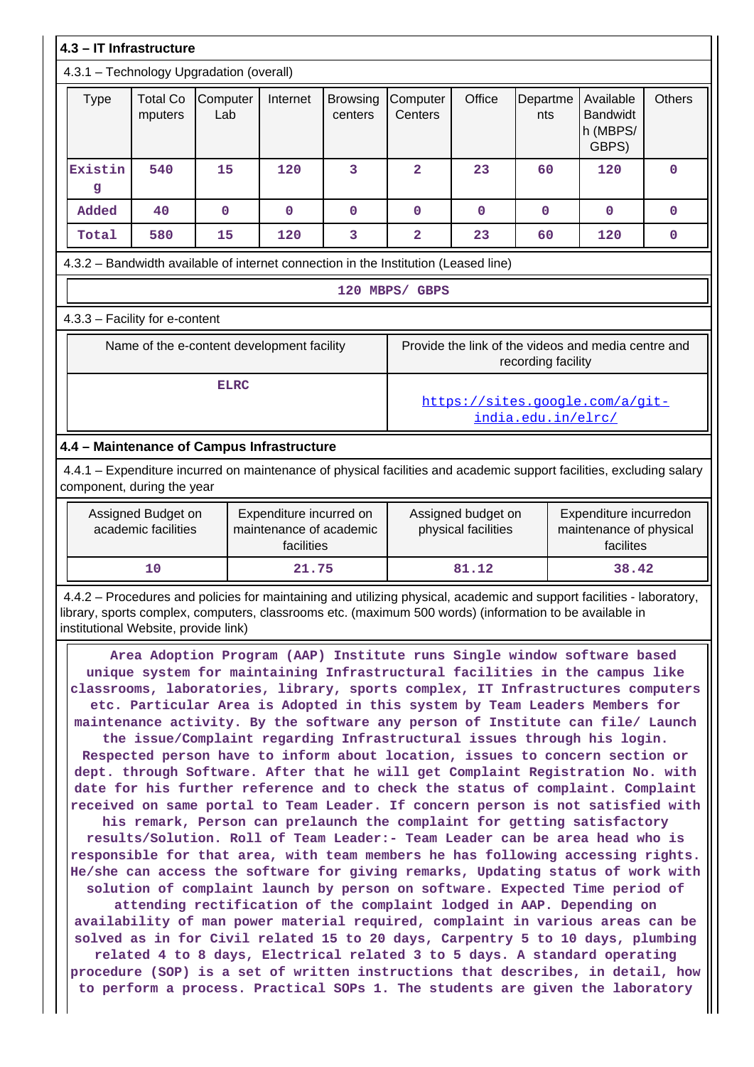**4.3 – IT Infrastructure**

4.3.1 – Technology Upgradation (overall)

| Type | Total Computers | Computer Lab | Internet | Browsing centers | Computer Centers | Office | Departments | Available Bandwidth (MBPS/ GBPS) | Others |
|---|---|---|---|---|---|---|---|---|---|
| Existing | 540 | 15 | 120 | 3 | 2 | 23 | 60 | 120 | 0 |
| Added | 40 | 0 | 0 | 0 | 0 | 0 | 0 | 0 | 0 |
| Total | 580 | 15 | 120 | 3 | 2 | 23 | 60 | 120 | 0 |

4.3.2 – Bandwidth available of internet connection in the Institution (Leased line)

120 MBPS/ GBPS

4.3.3 – Facility for e-content

| Name of the e-content development facility | Provide the link of the videos and media centre and recording facility |
|---|---|
| ELRC | https://sites.google.com/a/git-india.edu.in/elrc/ |

**4.4 – Maintenance of Campus Infrastructure**

4.4.1 – Expenditure incurred on maintenance of physical facilities and academic support facilities, excluding salary component, during the year

| Assigned Budget on academic facilities | Expenditure incurred on maintenance of academic facilities | Assigned budget on physical facilities | Expenditure incurredon maintenance of physical facilites |
|---|---|---|---|
| 10 | 21.75 | 81.12 | 38.42 |

4.4.2 – Procedures and policies for maintaining and utilizing physical, academic and support facilities - laboratory, library, sports complex, computers, classrooms etc. (maximum 500 words) (information to be available in institutional Website, provide link)

Area Adoption Program (AAP) Institute runs Single window software based unique system for maintaining Infrastructural facilities in the campus like classrooms, laboratories, library, sports complex, IT Infrastructures computers etc. Particular Area is Adopted in this system by Team Leaders Members for maintenance activity. By the software any person of Institute can file/ Launch the issue/Complaint regarding Infrastructural issues through his login. Respected person have to inform about location, issues to concern section or dept. through Software. After that he will get Complaint Registration No. with date for his further reference and to check the status of complaint. Complaint received on same portal to Team Leader. If concern person is not satisfied with his remark, Person can prelaunch the complaint for getting satisfactory results/Solution. Roll of Team Leader:- Team Leader can be area head who is responsible for that area, with team members he has following accessing rights. He/she can access the software for giving remarks, Updating status of work with solution of complaint launch by person on software. Expected Time period of attending rectification of the complaint lodged in AAP. Depending on availability of man power material required, complaint in various areas can be solved as in for Civil related 15 to 20 days, Carpentry 5 to 10 days, plumbing related 4 to 8 days, Electrical related 3 to 5 days. A standard operating procedure (SOP) is a set of written instructions that describes, in detail, how to perform a process. Practical SOPs 1. The students are given the laboratory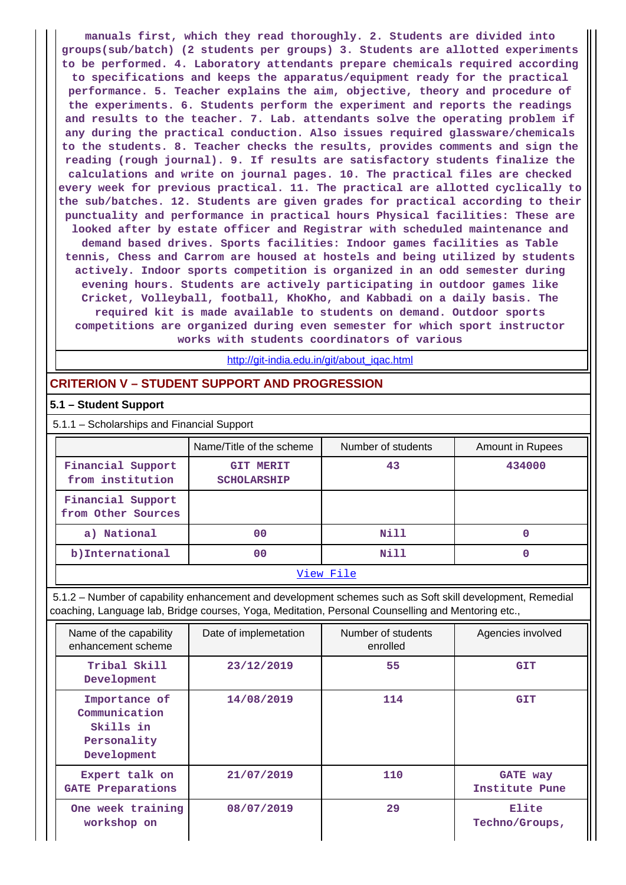manuals first, which they read thoroughly. 2. Students are divided into groups(sub/batch) (2 students per groups) 3. Students are allotted experiments to be performed. 4. Laboratory attendants prepare chemicals required according to specifications and keeps the apparatus/equipment ready for the practical performance. 5. Teacher explains the aim, objective, theory and procedure of the experiments. 6. Students perform the experiment and reports the readings and results to the teacher. 7. Lab. attendants solve the operating problem if any during the practical conduction. Also issues required glassware/chemicals to the students. 8. Teacher checks the results, provides comments and sign the reading (rough journal). 9. If results are satisfactory students finalize the calculations and write on journal pages. 10. The practical files are checked every week for previous practical. 11. The practical are allotted cyclically to the sub/batches. 12. Students are given grades for practical according to their punctuality and performance in practical hours Physical facilities: These are looked after by estate officer and Registrar with scheduled maintenance and demand based drives. Sports facilities: Indoor games facilities as Table tennis, Chess and Carrom are housed at hostels and being utilized by students actively. Indoor sports competition is organized in an odd semester during evening hours. Students are actively participating in outdoor games like Cricket, Volleyball, football, KhoKho, and Kabbadi on a daily basis. The required kit is made available to students on demand. Outdoor sports competitions are organized during even semester for which sport instructor works with students coordinators of various

http://git-india.edu.in/git/about_iqac.html

## CRITERION V – STUDENT SUPPORT AND PROGRESSION

### 5.1 – Student Support

5.1.1 – Scholarships and Financial Support

| | Name/Title of the scheme | Number of students | Amount in Rupees |
|---|---|---|---|
| Financial Support from institution | GIT MERIT SCHOLARSHIP | 43 | 434000 |
| Financial Support from Other Sources | | | |
| a) National | 00 | Nill | 0 |
| b)International | 00 | Nill | 0 |

View File

5.1.2 – Number of capability enhancement and development schemes such as Soft skill development, Remedial coaching, Language lab, Bridge courses, Yoga, Meditation, Personal Counselling and Mentoring etc.,

| Name of the capability enhancement scheme | Date of implemetation | Number of students enrolled | Agencies involved |
|---|---|---|---|
| Tribal Skill Development | 23/12/2019 | 55 | GIT |
| Importance of Communication Skills in Personality Development | 14/08/2019 | 114 | GIT |
| Expert talk on GATE Preparations | 21/07/2019 | 110 | GATE way Institute Pune |
| One week training workshop on | 08/07/2019 | 29 | Elite Techno/Groups, |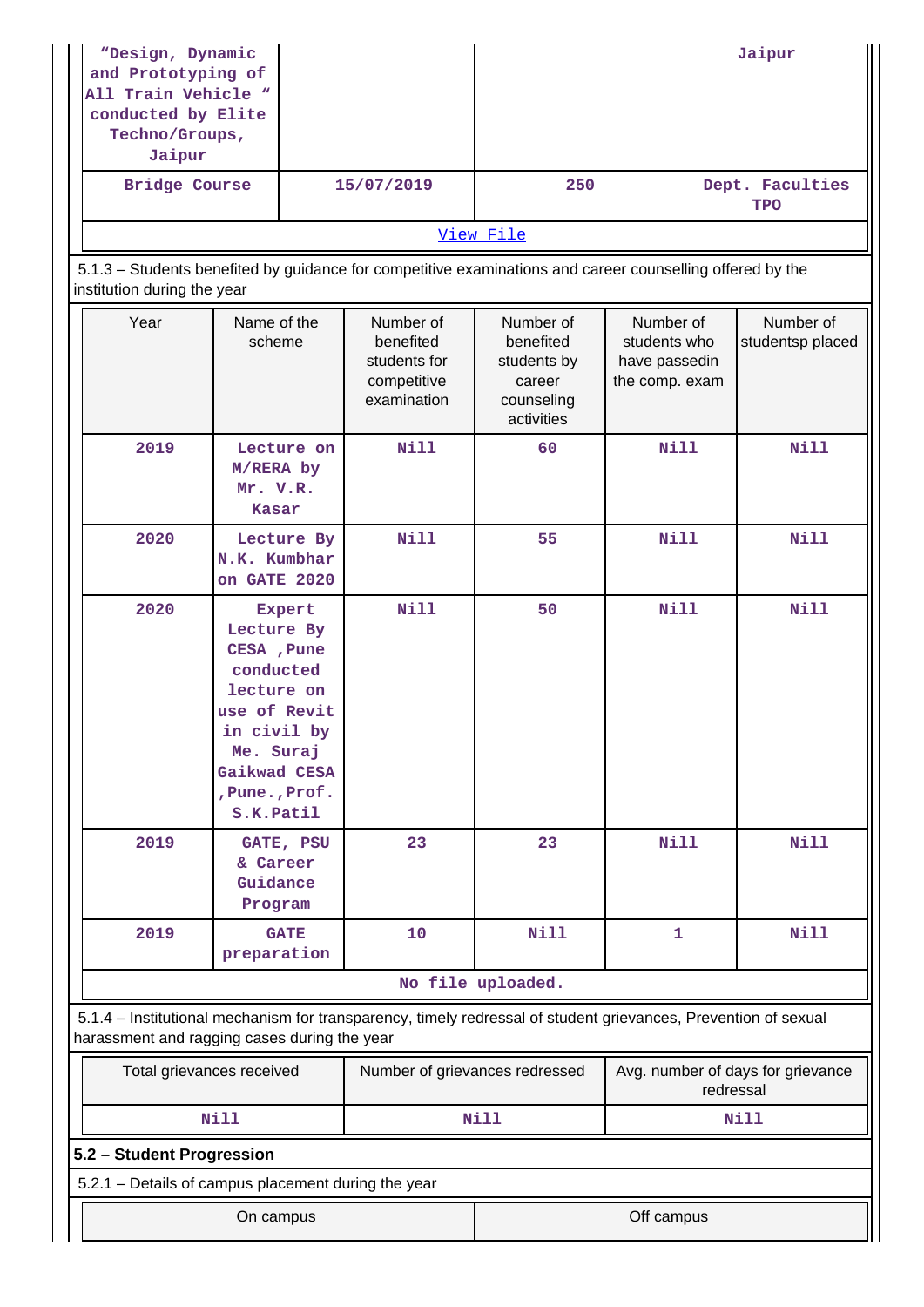| "Design, Dynamic and Prototyping of All Train Vehicle " conducted by Elite Techno/Groups, Jaipur | | | Jaipur |
|---|---|---|---|
| Bridge Course | 15/07/2019 | 250 | Dept. Faculties TPO |
| View File | | | |

5.1.3 – Students benefited by guidance for competitive examinations and career counselling offered by the institution during the year

| Year | Name of the scheme | Number of benefited students for competitive examination | Number of benefited students by career counseling activities | Number of students who have passedin the comp. exam | Number of studentsp placed |
|---|---|---|---|---|---|
| 2019 | Lecture on M/RERA by Mr. V.R. Kasar | Nill | 60 | Nill | Nill |
| 2020 | Lecture By N.K. Kumbhar on GATE 2020 | Nill | 55 | Nill | Nill |
| 2020 | Expert Lecture By CESA ,Pune conducted lecture on use of Revit in civil by Me. Suraj Gaikwad CESA ,Pune.,Prof. S.K.Patil | Nill | 50 | Nill | Nill |
| 2019 | GATE, PSU & Career Guidance Program | 23 | 23 | Nill | Nill |
| 2019 | GATE preparation | 10 | Nill | 1 | Nill |
| No file uploaded. | | | | | |

5.1.4 – Institutional mechanism for transparency, timely redressal of student grievances, Prevention of sexual harassment and ragging cases during the year

| Total grievances received | Number of grievances redressed | Avg. number of days for grievance redressal |
|---|---|---|
| Nill | Nill | Nill |

**5.2 – Student Progression**

5.2.1 – Details of campus placement during the year

| On campus | Off campus |
|---|---|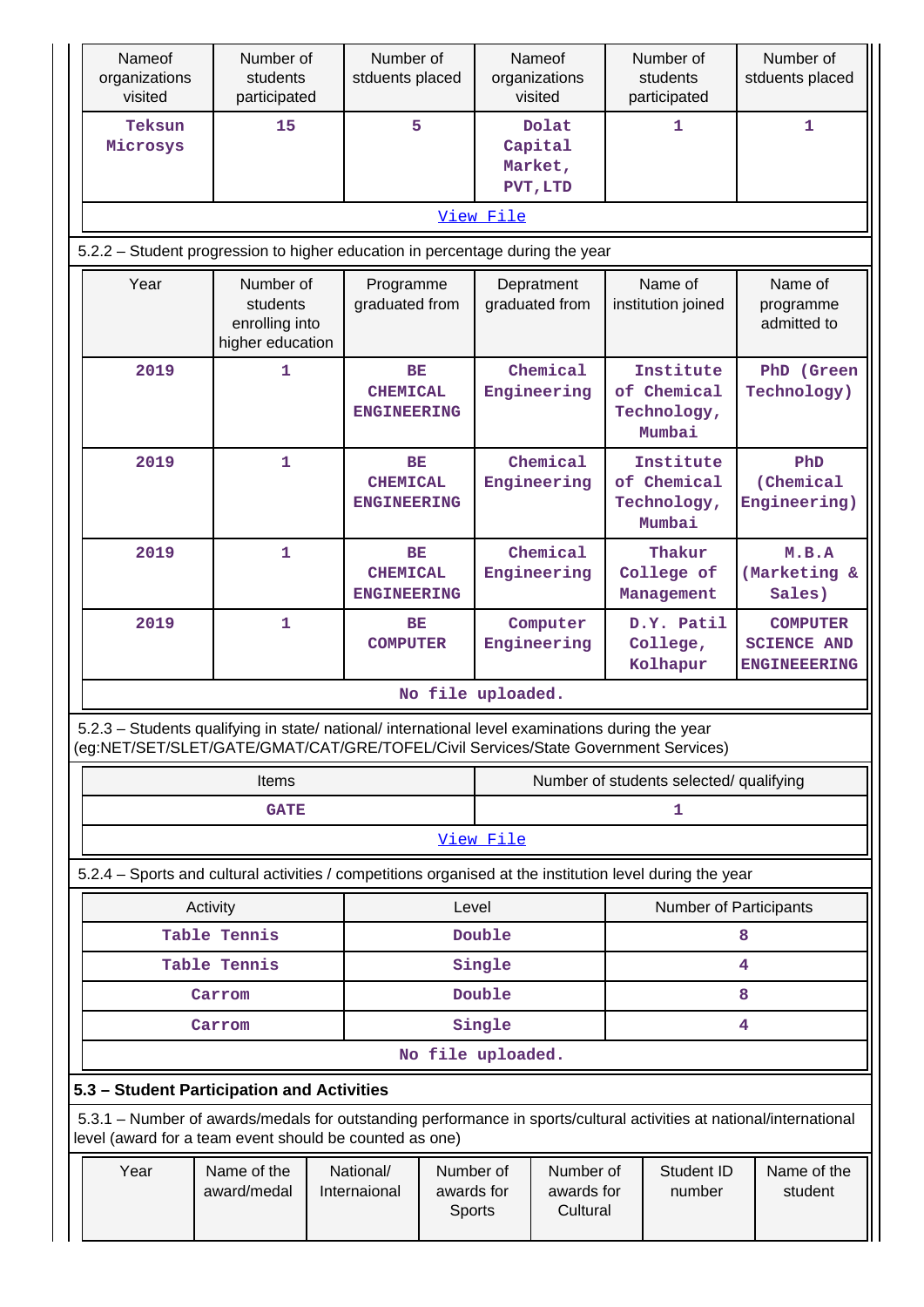| Nameof organizations visited | Number of students participated | Number of stduents placed | Nameof organizations visited | Number of students participated | Number of stduents placed |
|---|---|---|---|---|---|
| Teksun Microsys | 15 | 5 | Dolat Capital Market, PVT,LTD | 1 | 1 |
| View File | | | | | |

5.2.2 – Student progression to higher education in percentage during the year

| Year | Number of students enrolling into higher education | Programme graduated from | Depratment graduated from | Name of institution joined | Name of programme admitted to |
|---|---|---|---|---|---|
| 2019 | 1 | BE CHEMICAL ENGINEERING | Chemical Engineering | Institute of Chemical Technology, Mumbai | PhD (Green Technology) |
| 2019 | 1 | BE CHEMICAL ENGINEERING | Chemical Engineering | Institute of Chemical Technology, Mumbai | PhD (Chemical Engineering) |
| 2019 | 1 | BE CHEMICAL ENGINEERING | Chemical Engineering | Thakur College of Management | M.B.A (Marketing & Sales) |
| 2019 | 1 | BE COMPUTER | Computer Engineering | D.Y. Patil College, Kolhapur | COMPUTER SCIENCE AND ENGINEERING |
| No file uploaded. | | | | | |

5.2.3 – Students qualifying in state/ national/ international level examinations during the year (eg:NET/SET/SLET/GATE/GMAT/CAT/GRE/TOFEL/Civil Services/State Government Services)

| Items | Number of students selected/ qualifying |
|---|---|
| GATE | 1 |
| View File | |

5.2.4 – Sports and cultural activities / competitions organised at the institution level during the year

| Activity | Level | Number of Participants |
|---|---|---|
| Table Tennis | Double | 8 |
| Table Tennis | Single | 4 |
| Carrom | Double | 8 |
| Carrom | Single | 4 |
| No file uploaded. | | |

**5.3 – Student Participation and Activities**

5.3.1 – Number of awards/medals for outstanding performance in sports/cultural activities at national/international level (award for a team event should be counted as one)

| Year | Name of the award/medal | National/ Internaional | Number of awards for Sports | Number of awards for Cultural | Student ID number | Name of the student |
|---|---|---|---|---|---|---|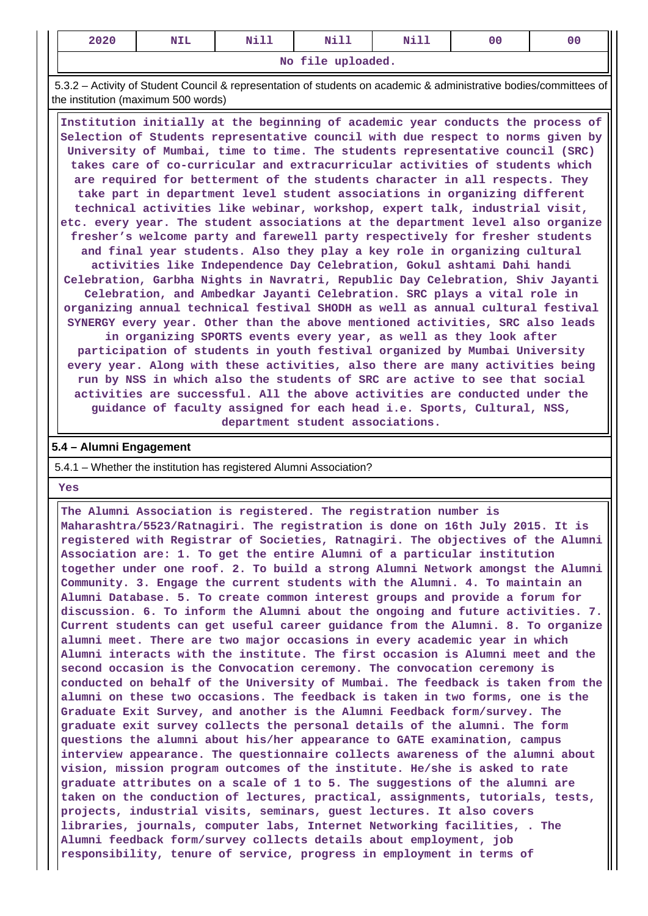| 2020 | NIL | Nill | Nill | Nill | 00 | 00 |
|---|---|---|---|---|---|---|
| No file uploaded. | | | | | | |

5.3.2 – Activity of Student Council & representation of students on academic & administrative bodies/committees of the institution (maximum 500 words)

Institution initially at the beginning of academic year conducts the process of Selection of Students representative council with due respect to norms given by University of Mumbai, time to time. The students representative council (SRC) takes care of co-curricular and extracurricular activities of students which are required for betterment of the students character in all respects. They take part in department level student associations in organizing different technical activities like webinar, workshop, expert talk, industrial visit, etc. every year. The student associations at the department level also organize fresher's welcome party and farewell party respectively for fresher students and final year students. Also they play a key role in organizing cultural activities like Independence Day Celebration, Gokul ashtami Dahi handi Celebration, Garbha Nights in Navratri, Republic Day Celebration, Shiv Jayanti Celebration, and Ambedkar Jayanti Celebration. SRC plays a vital role in organizing annual technical festival SHODH as well as annual cultural festival SYNERGY every year. Other than the above mentioned activities, SRC also leads in organizing SPORTS events every year, as well as they look after participation of students in youth festival organized by Mumbai University every year. Along with these activities, also there are many activities being run by NSS in which also the students of SRC are active to see that social activities are successful. All the above activities are conducted under the guidance of faculty assigned for each head i.e. Sports, Cultural, NSS, department student associations.

**5.4 – Alumni Engagement**

5.4.1 – Whether the institution has registered Alumni Association?

Yes

The Alumni Association is registered. The registration number is Maharashtra/5523/Ratnagiri. The registration is done on 16th July 2015. It is registered with Registrar of Societies, Ratnagiri. The objectives of the Alumni Association are: 1. To get the entire Alumni of a particular institution together under one roof. 2. To build a strong Alumni Network amongst the Alumni Community. 3. Engage the current students with the Alumni. 4. To maintain an Alumni Database. 5. To create common interest groups and provide a forum for discussion. 6. To inform the Alumni about the ongoing and future activities. 7. Current students can get useful career guidance from the Alumni. 8. To organize alumni meet. There are two major occasions in every academic year in which Alumni interacts with the institute. The first occasion is Alumni meet and the second occasion is the Convocation ceremony. The convocation ceremony is conducted on behalf of the University of Mumbai. The feedback is taken from the alumni on these two occasions. The feedback is taken in two forms, one is the Graduate Exit Survey, and another is the Alumni Feedback form/survey. The graduate exit survey collects the personal details of the alumni. The form questions the alumni about his/her appearance to GATE examination, campus interview appearance. The questionnaire collects awareness of the alumni about vision, mission program outcomes of the institute. He/she is asked to rate graduate attributes on a scale of 1 to 5. The suggestions of the alumni are taken on the conduction of lectures, practical, assignments, tutorials, tests, projects, industrial visits, seminars, guest lectures. It also covers libraries, journals, computer labs, Internet Networking facilities, . The Alumni feedback form/survey collects details about employment, job responsibility, tenure of service, progress in employment in terms of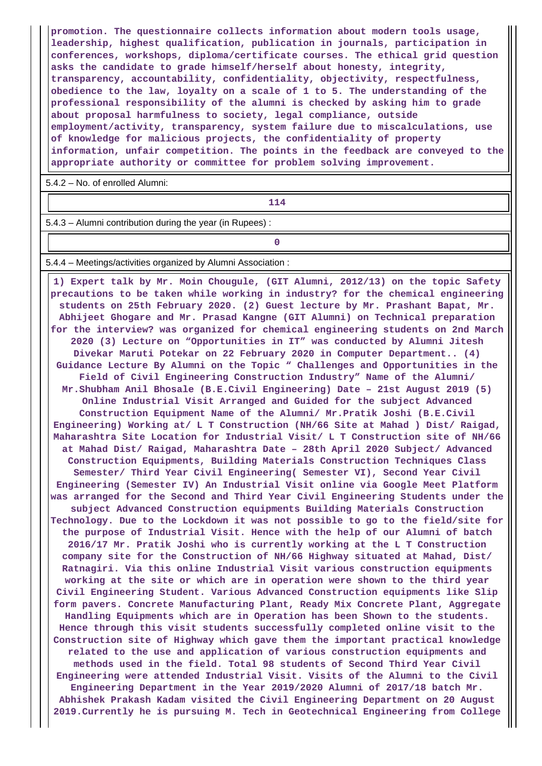promotion. The questionnaire collects information about modern tools usage, leadership, highest qualification, publication in journals, participation in conferences, workshops, diploma/certificate courses. The ethical grid question asks the candidate to grade himself/herself about honesty, integrity, transparency, accountability, confidentiality, objectivity, respectfulness, obedience to the law, loyalty on a scale of 1 to 5. The understanding of the professional responsibility of the alumni is checked by asking him to grade about proposal harmfulness to society, legal compliance, outside employment/activity, transparency, system failure due to miscalculations, use of knowledge for malicious projects, the confidentiality of property information, unfair competition. The points in the feedback are conveyed to the appropriate authority or committee for problem solving improvement.

5.4.2 – No. of enrolled Alumni:

| 114 |
|---|

5.4.3 – Alumni contribution during the year (in Rupees) :

| 0 |
|---|

5.4.4 – Meetings/activities organized by Alumni Association :

1) Expert talk by Mr. Moin Chougule, (GIT Alumni, 2012/13) on the topic Safety precautions to be taken while working in industry? for the chemical engineering students on 25th February 2020. (2) Guest lecture by Mr. Prashant Bapat, Mr. Abhijeet Ghogare and Mr. Prasad Kangne (GIT Alumni) on Technical preparation for the interview? was organized for chemical engineering students on 2nd March 2020 (3) Lecture on “Opportunities in IT” was conducted by Alumni Jitesh Divekar Maruti Potekar on 22 February 2020 in Computer Department.. (4) Guidance Lecture By Alumni on the Topic “ Challenges and Opportunities in the Field of Civil Engineering Construction Industry” Name of the Alumni/ Mr.Shubham Anil Bhosale (B.E.Civil Engineering) Date – 21st August 2019 (5) Online Industrial Visit Arranged and Guided for the subject Advanced Construction Equipment Name of the Alumni/ Mr.Pratik Joshi (B.E.Civil Engineering) Working at/ L T Construction (NH/66 Site at Mahad ) Dist/ Raigad, Maharashtra Site Location for Industrial Visit/ L T Construction site of NH/66 at Mahad Dist/ Raigad, Maharashtra Date – 28th April 2020 Subject/ Advanced Construction Equipments, Building Materials Construction Techniques Class Semester/ Third Year Civil Engineering( Semester VI), Second Year Civil Engineering (Semester IV) An Industrial Visit online via Google Meet Platform was arranged for the Second and Third Year Civil Engineering Students under the subject Advanced Construction equipments Building Materials Construction Technology. Due to the Lockdown it was not possible to go to the field/site for the purpose of Industrial Visit. Hence with the help of our Alumni of batch 2016/17 Mr. Pratik Joshi who is currently working at the L T Construction company site for the Construction of NH/66 Highway situated at Mahad, Dist/ Ratnagiri. Via this online Industrial Visit various construction equipments working at the site or which are in operation were shown to the third year Civil Engineering Student. Various Advanced Construction equipments like Slip form pavers. Concrete Manufacturing Plant, Ready Mix Concrete Plant, Aggregate Handling Equipments which are in Operation has been Shown to the students. Hence through this visit students successfully completed online visit to the Construction site of Highway which gave them the important practical knowledge related to the use and application of various construction equipments and methods used in the field. Total 98 students of Second Third Year Civil Engineering were attended Industrial Visit. Visits of the Alumni to the Civil Engineering Department in the Year 2019/2020 Alumni of 2017/18 batch Mr. Abhishek Prakash Kadam visited the Civil Engineering Department on 20 August 2019.Currently he is pursuing M. Tech in Geotechnical Engineering from College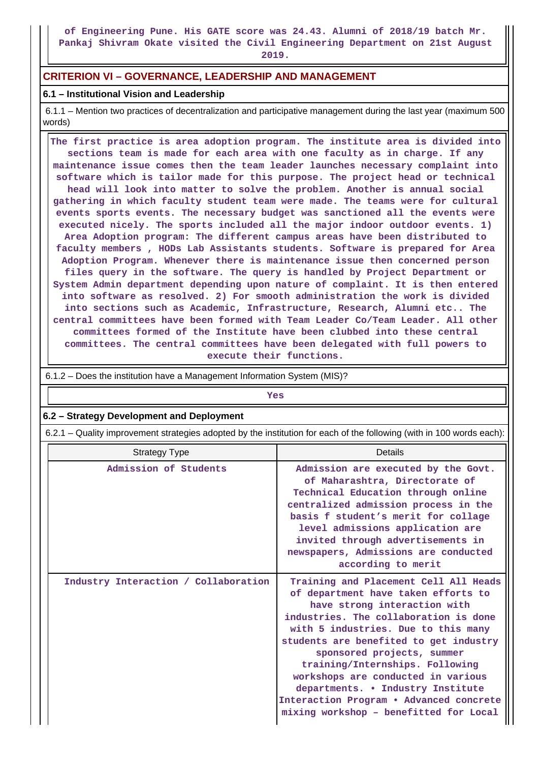of Engineering Pune. His GATE score was 24.43. Alumni of 2018/19 batch Mr. Pankaj Shivram Okate visited the Civil Engineering Department on 21st August 2019.

## CRITERION VI – GOVERNANCE, LEADERSHIP AND MANAGEMENT

### 6.1 – Institutional Vision and Leadership

6.1.1 – Mention two practices of decentralization and participative management during the last year (maximum 500 words)

The first practice is area adoption program. The institute area is divided into sections team is made for each area with one faculty as in charge. If any maintenance issue comes then the team leader launches necessary complaint into software which is tailor made for this purpose. The project head or technical head will look into matter to solve the problem. Another is annual social gathering in which faculty student team were made. The teams were for cultural events sports events. The necessary budget was sanctioned all the events were executed nicely. The sports included all the major indoor outdoor events. 1) Area Adoption program: The different campus areas have been distributed to faculty members , HODs Lab Assistants students. Software is prepared for Area Adoption Program. Whenever there is maintenance issue then concerned person files query in the software. The query is handled by Project Department or System Admin department depending upon nature of complaint. It is then entered into software as resolved. 2) For smooth administration the work is divided into sections such as Academic, Infrastructure, Research, Alumni etc.. The central committees have been formed with Team Leader Co/Team Leader. All other committees formed of the Institute have been clubbed into these central committees. The central committees have been delegated with full powers to execute their functions.

6.1.2 – Does the institution have a Management Information System (MIS)?

Yes

### 6.2 – Strategy Development and Deployment

6.2.1 – Quality improvement strategies adopted by the institution for each of the following (with in 100 words each):

| Strategy Type | Details |
|---|---|
| Admission of Students | Admission are executed by the Govt. of Maharashtra, Directorate of Technical Education through online centralized admission process in the basis f student’s merit for collage level admissions application are invited through advertisements in newspapers, Admissions are conducted according to merit |
| Industry Interaction / Collaboration | Training and Placement Cell All Heads of department have taken efforts to have strong interaction with industries. The collaboration is done with 5 industries. Due to this many students are benefited to get industry sponsored projects, summer training/Internships. Following workshops are conducted in various departments. • Industry Institute Interaction Program • Advanced concrete mixing workshop – benefitted for Local |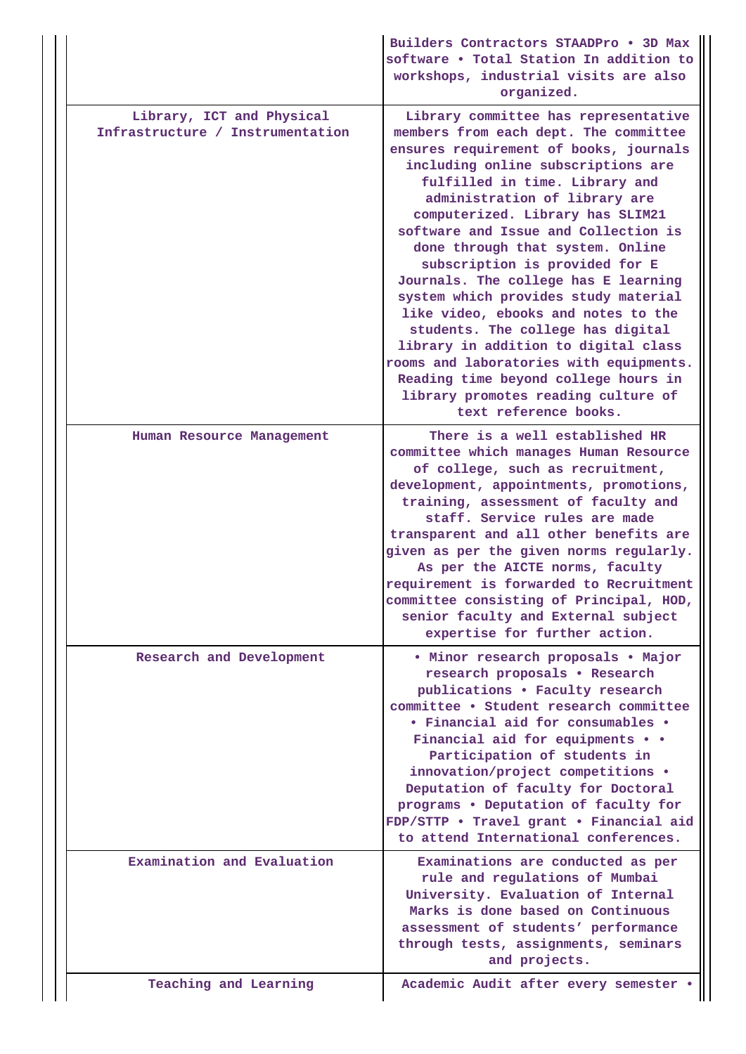| | |
|---|---|
| | Builders Contractors STAADPro • 3D Max software • Total Station In addition to workshops, industrial visits are also organized. |
| Library, ICT and Physical Infrastructure / Instrumentation | Library committee has representative members from each dept. The committee ensures requirement of books, journals including online subscriptions are fulfilled in time. Library and administration of library are computerized. Library has SLIM21 software and Issue and Collection is done through that system. Online subscription is provided for E Journals. The college has E learning system which provides study material like video, ebooks and notes to the students. The college has digital library in addition to digital class rooms and laboratories with equipments. Reading time beyond college hours in library promotes reading culture of text reference books. |
| Human Resource Management | There is a well established HR committee which manages Human Resource of college, such as recruitment, development, appointments, promotions, training, assessment of faculty and staff. Service rules are made transparent and all other benefits are given as per the given norms regularly. As per the AICTE norms, faculty requirement is forwarded to Recruitment committee consisting of Principal, HOD, senior faculty and External subject expertise for further action. |
| Research and Development | • Minor research proposals • Major research proposals • Research publications • Faculty research committee • Student research committee • Financial aid for consumables • Financial aid for equipments • • Participation of students in innovation/project competitions • Deputation of faculty for Doctoral programs • Deputation of faculty for FDP/STTP • Travel grant • Financial aid to attend International conferences. |
| Examination and Evaluation | Examinations are conducted as per rule and regulations of Mumbai University. Evaluation of Internal Marks is done based on Continuous assessment of students' performance through tests, assignments, seminars and projects. |
| Teaching and Learning | Academic Audit after every semester • |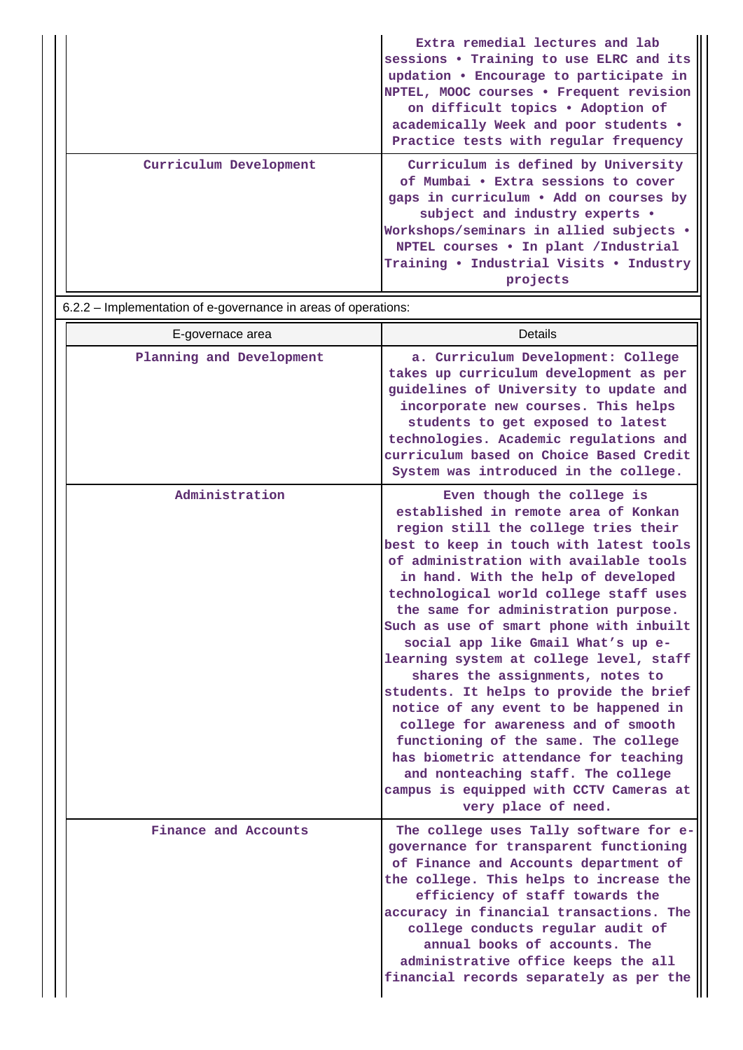|  |  |
|---|---|
|  | Extra remedial lectures and lab sessions • Training to use ELRC and its updation • Encourage to participate in NPTEL, MOOC courses • Frequent revision on difficult topics • Adoption of academically Week and poor students • Practice tests with regular frequency |
| Curriculum Development | Curriculum is defined by University of Mumbai • Extra sessions to cover gaps in curriculum • Add on courses by subject and industry experts • Workshops/seminars in allied subjects • NPTEL courses • In plant /Industrial Training • Industrial Visits • Industry projects |

6.2.2 – Implementation of e-governance in areas of operations:

| E-governace area | Details |
|---|---|
| Planning and Development | a. Curriculum Development: College takes up curriculum development as per guidelines of University to update and incorporate new courses. This helps students to get exposed to latest technologies. Academic regulations and curriculum based on Choice Based Credit System was introduced in the college. |
| Administration | Even though the college is established in remote area of Konkan region still the college tries their best to keep in touch with latest tools of administration with available tools in hand. With the help of developed technological world college staff uses the same for administration purpose. Such as use of smart phone with inbuilt social app like Gmail What's up e-learning system at college level, staff shares the assignments, notes to students. It helps to provide the brief notice of any event to be happened in college for awareness and of smooth functioning of the same. The college has biometric attendance for teaching and nonteaching staff. The college campus is equipped with CCTV Cameras at very place of need. |
| Finance and Accounts | The college uses Tally software for e-governance for transparent functioning of Finance and Accounts department of the college. This helps to increase the efficiency of staff towards the accuracy in financial transactions. The college conducts regular audit of annual books of accounts. The administrative office keeps the all financial records separately as per the |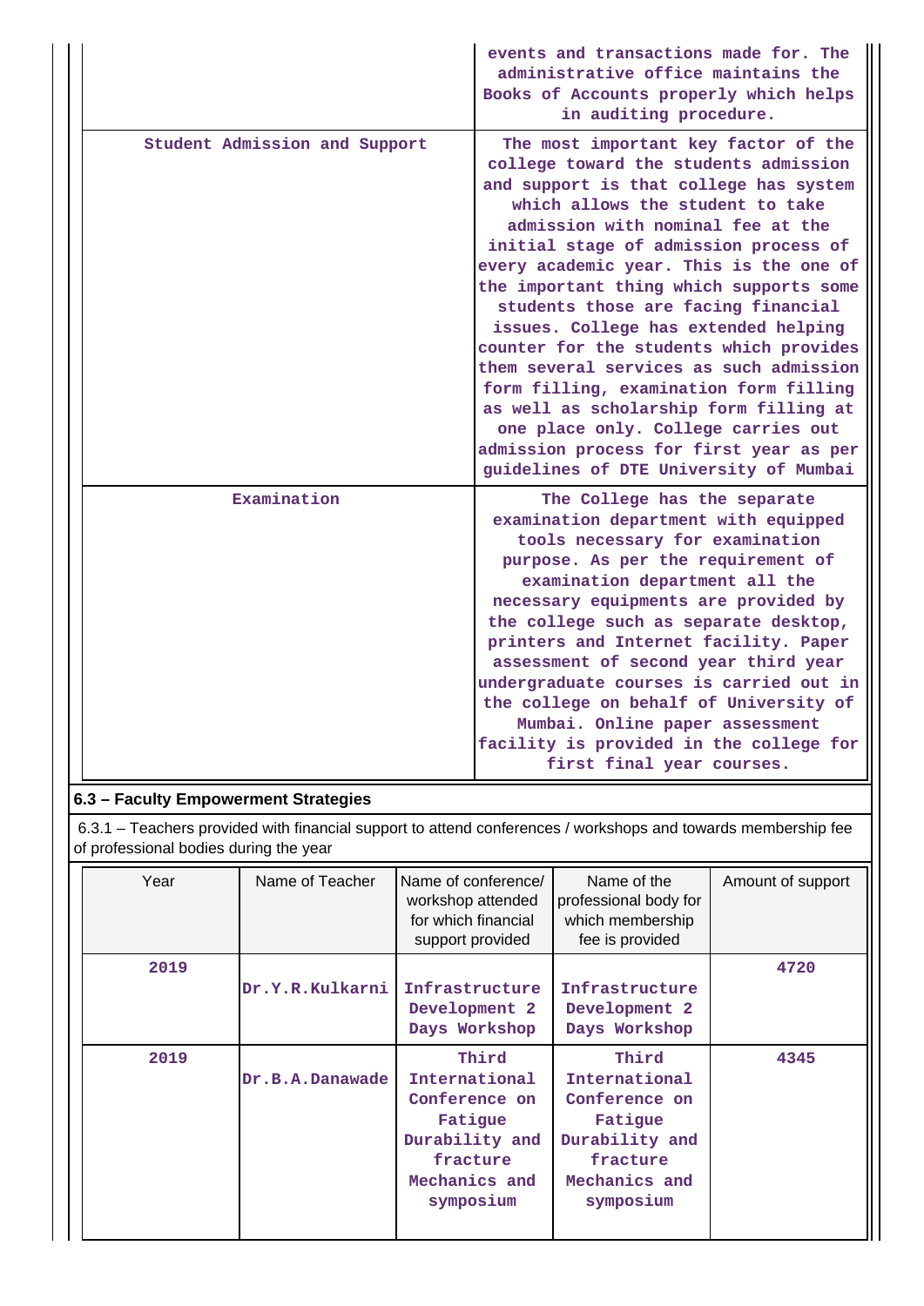| | |
|---|---|
| | events and transactions made for. The administrative office maintains the Books of Accounts properly which helps in auditing procedure. |
| Student Admission and Support | The most important key factor of the college toward the students admission and support is that college has system which allows the student to take admission with nominal fee at the initial stage of admission process of every academic year. This is the one of the important thing which supports some students those are facing financial issues. College has extended helping counter for the students which provides them several services as such admission form filling, examination form filling as well as scholarship form filling at one place only. College carries out admission process for first year as per guidelines of DTE University of Mumbai |
| Examination | The College has the separate examination department with equipped tools necessary for examination purpose. As per the requirement of examination department all the necessary equipments are provided by the college such as separate desktop, printers and Internet facility. Paper assessment of second year third year undergraduate courses is carried out in the college on behalf of University of Mumbai. Online paper assessment facility is provided in the college for first final year courses. |

## 6.3 – Faculty Empowerment Strategies

6.3.1 – Teachers provided with financial support to attend conferences / workshops and towards membership fee of professional bodies during the year

| Year | Name of Teacher | Name of conference/ workshop attended for which financial support provided | Name of the professional body for which membership fee is provided | Amount of support |
|---|---|---|---|---|
| 2019 | Dr.Y.R.Kulkarni | Infrastructure Development 2 Days Workshop | Infrastructure Development 2 Days Workshop | 4720 |
| 2019 | Dr.B.A.Danawade | Third International Conference on Fatigue Durability and fracture Mechanics and symposium | Third International Conference on Fatigue Durability and fracture Mechanics and symposium | 4345 |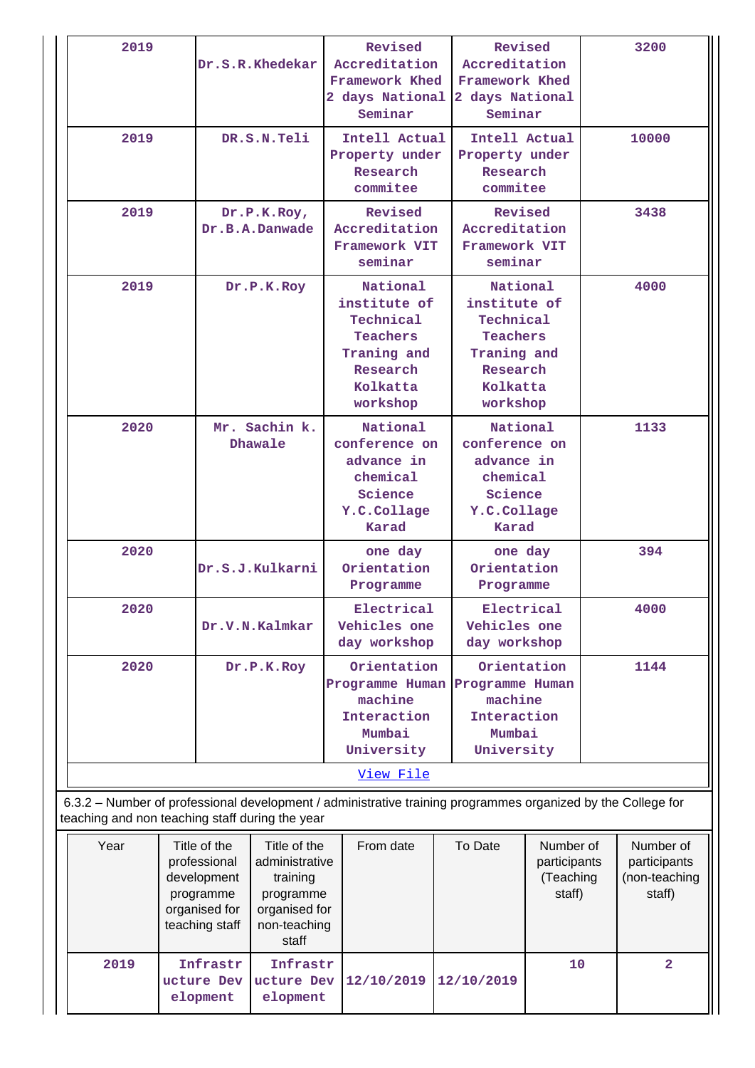| 2019 | Dr.S.R.Khedekar | Revised Accreditation Framework Khed 2 days National Seminar | Revised Accreditation Framework Khed 2 days National Seminar | 3200 |
|---|---|---|---|---|
| 2019 | DR.S.N.Teli | Intell Actual Property under Research commitee | Intell Actual Property under Research commitee | 10000 |
| 2019 | Dr.P.K.Roy, Dr.B.A.Danwade | Revised Accreditation Framework VIT seminar | Revised Accreditation Framework VIT seminar | 3438 |
| 2019 | Dr.P.K.Roy | National institute of Technical Teachers Traning and Research Kolkatta workshop | National institute of Technical Teachers Traning and Research Kolkatta workshop | 4000 |
| 2020 | Mr. Sachin k. Dhawale | National conference on advance in chemical Science Y.C.Collage Karad | National conference on advance in chemical Science Y.C.Collage Karad | 1133 |
| 2020 | Dr.S.J.Kulkarni | one day Orientation Programme | one day Orientation Programme | 394 |
| 2020 | Dr.V.N.Kalmkar | Electrical Vehicles one day workshop | Electrical Vehicles one day workshop | 4000 |
| 2020 | Dr.P.K.Roy | Orientation Programme Human machine Interaction Mumbai University | Orientation Programme Human machine Interaction Mumbai University | 1144 |

View File

6.3.2 – Number of professional development / administrative training programmes organized by the College for teaching and non teaching staff during the year

| Year | Title of the professional development programme organised for teaching staff | Title of the administrative training programme organised for non-teaching staff | From date | To Date | Number of participants (Teaching staff) | Number of participants (non-teaching staff) |
|---|---|---|---|---|---|---|
| 2019 | Infrastructure Development | Infrastructure Development | 12/10/2019 | 12/10/2019 | 10 | 2 |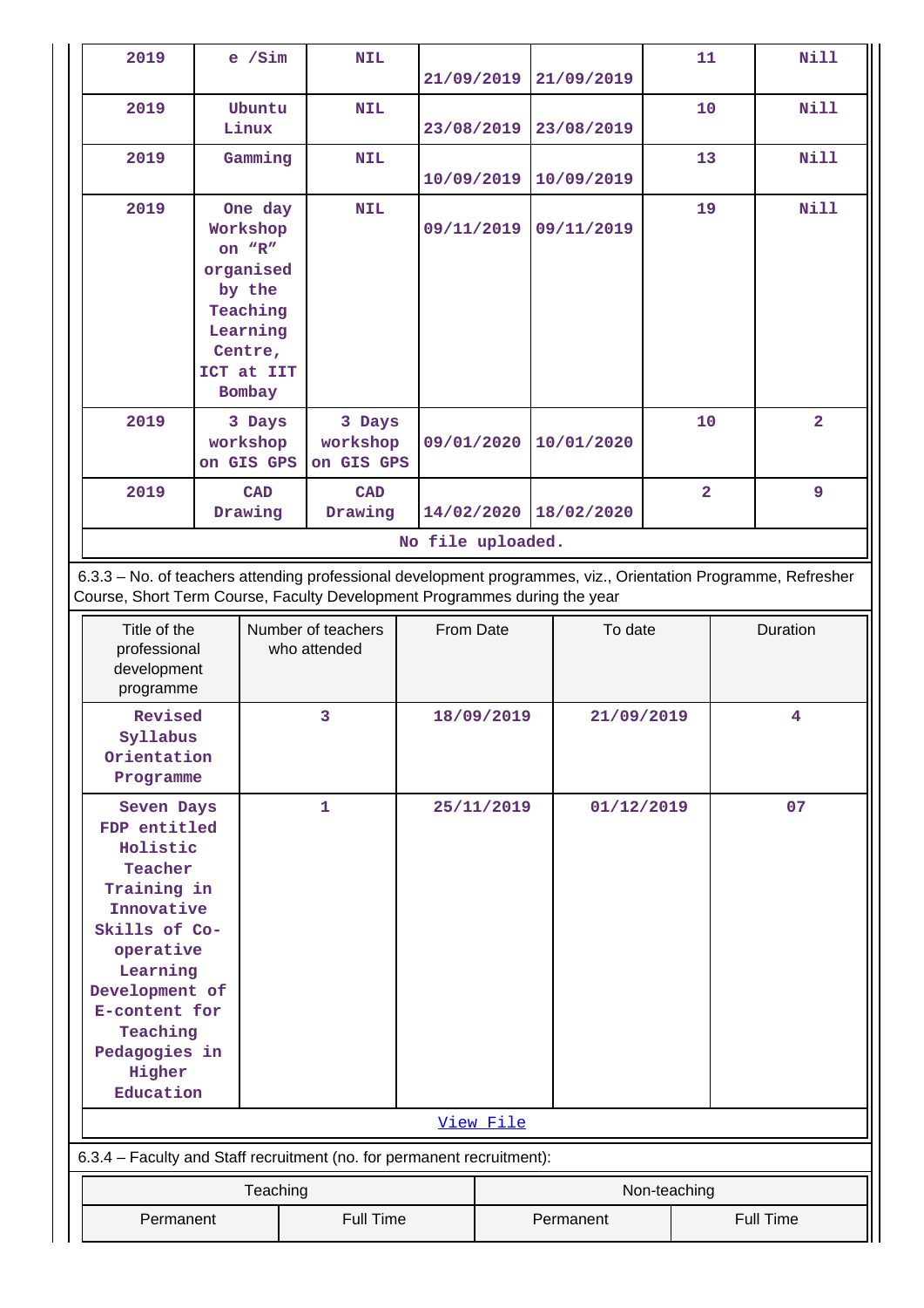| | | | | | | |
|---|---|---|---|---|---|---|
| 2019 | e /Sim | NIL | 21/09/2019 | 21/09/2019 | 11 | Nill |
| 2019 | Ubuntu Linux | NIL | 23/08/2019 | 23/08/2019 | 10 | Nill |
| 2019 | Gamming | NIL | 10/09/2019 | 10/09/2019 | 13 | Nill |
| 2019 | One day Workshop on "R" organised by the Teaching Learning Centre, ICT at IIT Bombay | NIL | 09/11/2019 | 09/11/2019 | 19 | Nill |
| 2019 | 3 Days workshop on GIS GPS | 3 Days workshop on GIS GPS | 09/01/2020 | 10/01/2020 | 10 | 2 |
| 2019 | CAD Drawing | CAD Drawing | 14/02/2020 | 18/02/2020 | 2 | 9 |
| No file uploaded. | | | | | | |

6.3.3 – No. of teachers attending professional development programmes, viz., Orientation Programme, Refresher Course, Short Term Course, Faculty Development Programmes during the year

| Title of the professional development programme | Number of teachers who attended | From Date | To date | Duration |
|---|---|---|---|---|
| Revised Syllabus Orientation Programme | 3 | 18/09/2019 | 21/09/2019 | 4 |
| Seven Days FDP entitled Holistic Teacher Training in Innovative Skills of Co-operative Learning Development of E-content for Teaching Pedagogies in Higher Education | 1 | 25/11/2019 | 01/12/2019 | 07 |
| View File | | | | |

6.3.4 – Faculty and Staff recruitment (no. for permanent recruitment):

| Teaching | | Non-teaching | |
|---|---|---|---|
| Permanent | Full Time | Permanent | Full Time |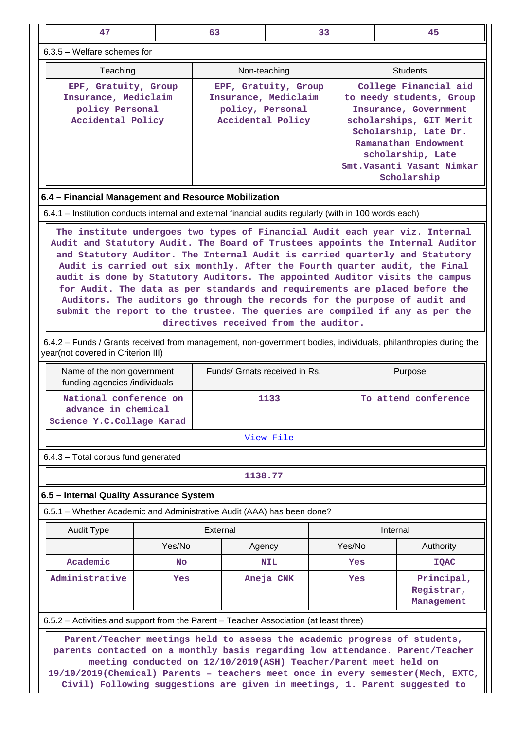| 47 | 63 | 33 | 45 |
|---|---|---|---|

6.3.5 – Welfare schemes for

| Teaching | Non-teaching | Students |
|---|---|---|
| EPF, Gratuity, Group Insurance, Mediclaim policy Personal Accidental Policy | EPF, Gratuity, Group Insurance, Mediclaim policy, Personal Accidental Policy | College Financial aid to needy students, Group Insurance, Government scholarships, GIT Merit Scholarship, Late Dr. Ramanathan Endowment scholarship, Late Smt.Vasanti Vasant Nimkar Scholarship |

**6.4 – Financial Management and Resource Mobilization**

6.4.1 – Institution conducts internal and external financial audits regularly (with in 100 words each)

The institute undergoes two types of Financial Audit each year viz. Internal Audit and Statutory Audit. The Board of Trustees appoints the Internal Auditor and Statutory Auditor. The Internal Audit is carried quarterly and Statutory Audit is carried out six monthly. After the Fourth quarter audit, the Final audit is done by Statutory Auditors. The appointed Auditor visits the campus for Audit. The data as per standards and requirements are placed before the Auditors. The auditors go through the records for the purpose of audit and submit the report to the trustee. The queries are compiled if any as per the directives received from the auditor.

6.4.2 – Funds / Grants received from management, non-government bodies, individuals, philanthropies during the year(not covered in Criterion III)

| Name of the non government funding agencies /individuals | Funds/ Grnats received in Rs. | Purpose |
|---|---|---|
| National conference on advance in chemical Science Y.C.Collage Karad | 1133 | To attend conference |
| View File | | |

6.4.3 – Total corpus fund generated

| 1138.77 |
|---|

**6.5 – Internal Quality Assurance System**

6.5.1 – Whether Academic and Administrative Audit (AAA) has been done?

| Audit Type | External | | Internal | |
|---|---|---|---|---|
| | Yes/No | Agency | Yes/No | Authority |
| Academic | No | NIL | Yes | IQAC |
| Administrative | Yes | Aneja CNK | Yes | Principal, Registrar, Management |

6.5.2 – Activities and support from the Parent – Teacher Association (at least three)

Parent/Teacher meetings held to assess the academic progress of students, parents contacted on a monthly basis regarding low attendance. Parent/Teacher meeting conducted on 12/10/2019(ASH) Teacher/Parent meet held on 19/10/2019(Chemical) Parents – teachers meet once in every semester(Mech, EXTC, Civil) Following suggestions are given in meetings, 1. Parent suggested to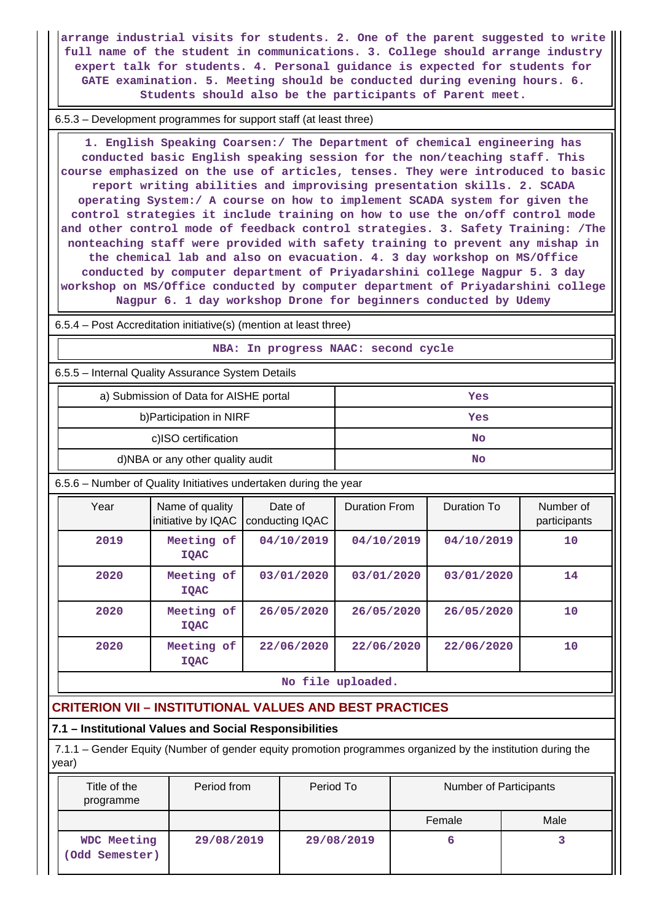arrange industrial visits for students. 2. One of the parent suggested to write full name of the student in communications. 3. College should arrange industry expert talk for students. 4. Personal guidance is expected for students for GATE examination. 5. Meeting should be conducted during evening hours. 6. Students should also be the participants of Parent meet.

6.5.3 – Development programmes for support staff (at least three)

1. English Speaking Coarsen:/ The Department of chemical engineering has conducted basic English speaking session for the non/teaching staff. This course emphasized on the use of articles, tenses. They were introduced to basic report writing abilities and improvising presentation skills. 2. SCADA operating System:/ A course on how to implement SCADA system for given the control strategies it include training on how to use the on/off control mode and other control mode of feedback control strategies. 3. Safety Training: /The nonteaching staff were provided with safety training to prevent any mishap in the chemical lab and also on evacuation. 4. 3 day workshop on MS/Office conducted by computer department of Priyadarshini college Nagpur 5. 3 day workshop on MS/Office conducted by computer department of Priyadarshini college Nagpur 6. 1 day workshop Drone for beginners conducted by Udemy

6.5.4 – Post Accreditation initiative(s) (mention at least three)

NBA: In progress NAAC: second cycle

6.5.5 – Internal Quality Assurance System Details

| | |
|---|---|
| a) Submission of Data for AISHE portal | Yes |
| b)Participation in NIRF | Yes |
| c)ISO certification | No |
| d)NBA or any other quality audit | No |

6.5.6 – Number of Quality Initiatives undertaken during the year

| Year | Name of quality initiative by IQAC | Date of conducting IQAC | Duration From | Duration To | Number of participants |
|---|---|---|---|---|---|
| 2019 | Meeting of IQAC | 04/10/2019 | 04/10/2019 | 04/10/2019 | 10 |
| 2020 | Meeting of IQAC | 03/01/2020 | 03/01/2020 | 03/01/2020 | 14 |
| 2020 | Meeting of IQAC | 26/05/2020 | 26/05/2020 | 26/05/2020 | 10 |
| 2020 | Meeting of IQAC | 22/06/2020 | 22/06/2020 | 22/06/2020 | 10 |

No file uploaded.

## CRITERION VII – INSTITUTIONAL VALUES AND BEST PRACTICES

### 7.1 – Institutional Values and Social Responsibilities

7.1.1 – Gender Equity (Number of gender equity promotion programmes organized by the institution during the year)

| Title of the programme | Period from | Period To | Number of Participants | |
|---|---|---|---|---|
| | | | Female | Male |
| WDC Meeting (Odd Semester) | 29/08/2019 | 29/08/2019 | 6 | 3 |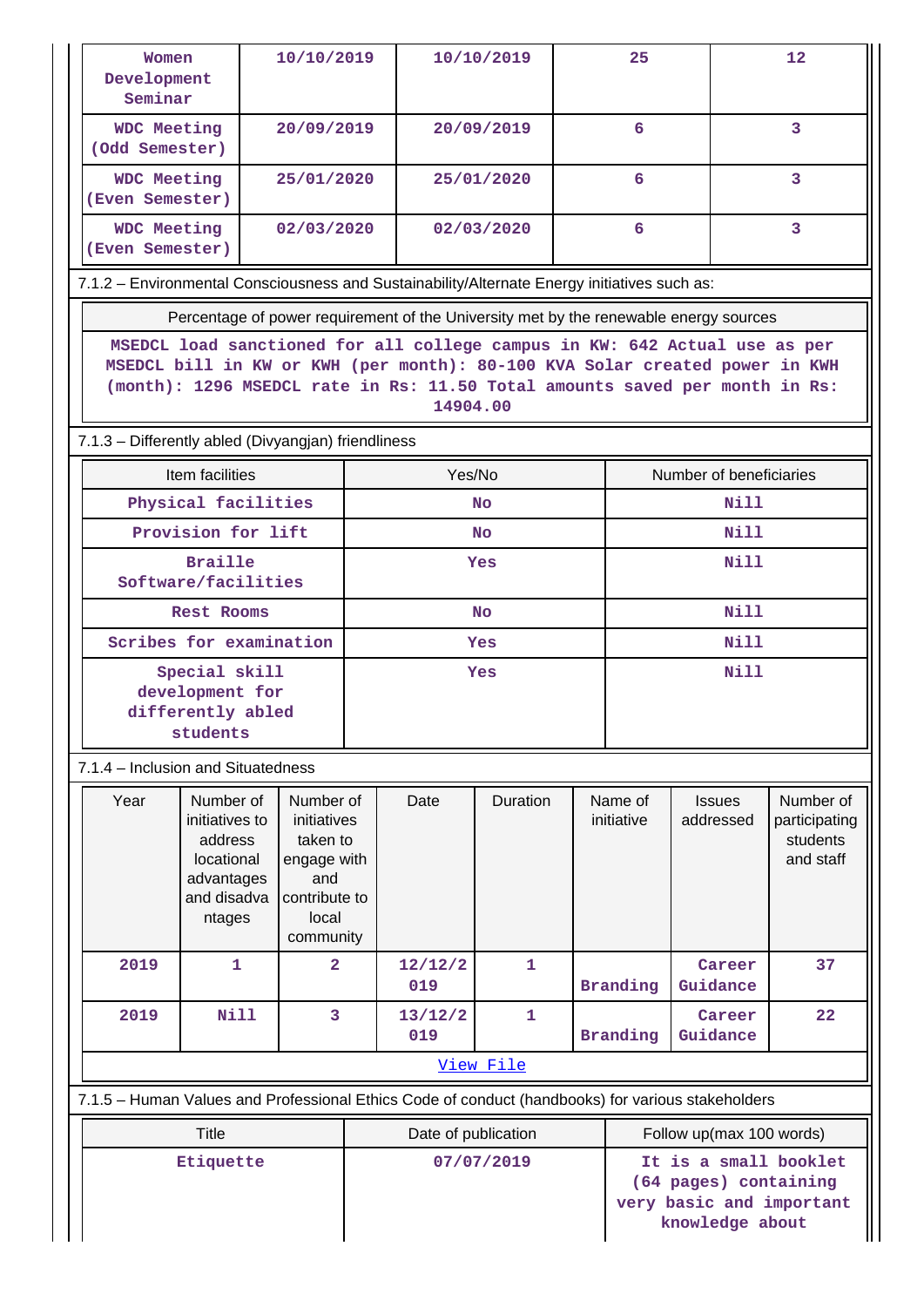| Women Development Seminar | 10/10/2019 | 10/10/2019 | 25 | 12 |
|---|---|---|---|---|
| WDC Meeting (Odd Semester) | 20/09/2019 | 20/09/2019 | 6 | 3 |
| WDC Meeting (Even Semester) | 25/01/2020 | 25/01/2020 | 6 | 3 |
| WDC Meeting (Even Semester) | 02/03/2020 | 02/03/2020 | 6 | 3 |

7.1.2 – Environmental Consciousness and Sustainability/Alternate Energy initiatives such as:

| Percentage of power requirement of the University met by the renewable energy sources |
|---|
| MSEDCL load sanctioned for all college campus in KW: 642 Actual use as per MSEDCL bill in KW or KWH (per month): 80-100 KVA Solar created power in KWH (month): 1296 MSEDCL rate in Rs: 11.50 Total amounts saved per month in Rs: 14904.00 |

7.1.3 – Differently abled (Divyangjan) friendliness

| Item facilities | Yes/No | Number of beneficiaries |
|---|---|---|
| Physical facilities | No | Nill |
| Provision for lift | No | Nill |
| Braille Software/facilities | Yes | Nill |
| Rest Rooms | No | Nill |
| Scribes for examination | Yes | Nill |
| Special skill development for differently abled students | Yes | Nill |

7.1.4 – Inclusion and Situatedness

| Year | Number of initiatives to address locational advantages and disadvantages | Number of initiatives taken to engage with and contribute to local community | Date | Duration | Name of initiative | Issues addressed | Number of participating students and staff |
|---|---|---|---|---|---|---|---|
| 2019 | 1 | 2 | 12/12/2019 | 1 | Branding | Career Guidance | 37 |
| 2019 | Nill | 3 | 13/12/2019 | 1 | Branding | Career Guidance | 22 |

[View File]

7.1.5 – Human Values and Professional Ethics Code of conduct (handbooks) for various stakeholders

| Title | Date of publication | Follow up(max 100 words) |
|---|---|---|
| Etiquette | 07/07/2019 | It is a small booklet (64 pages) containing very basic and important knowledge about |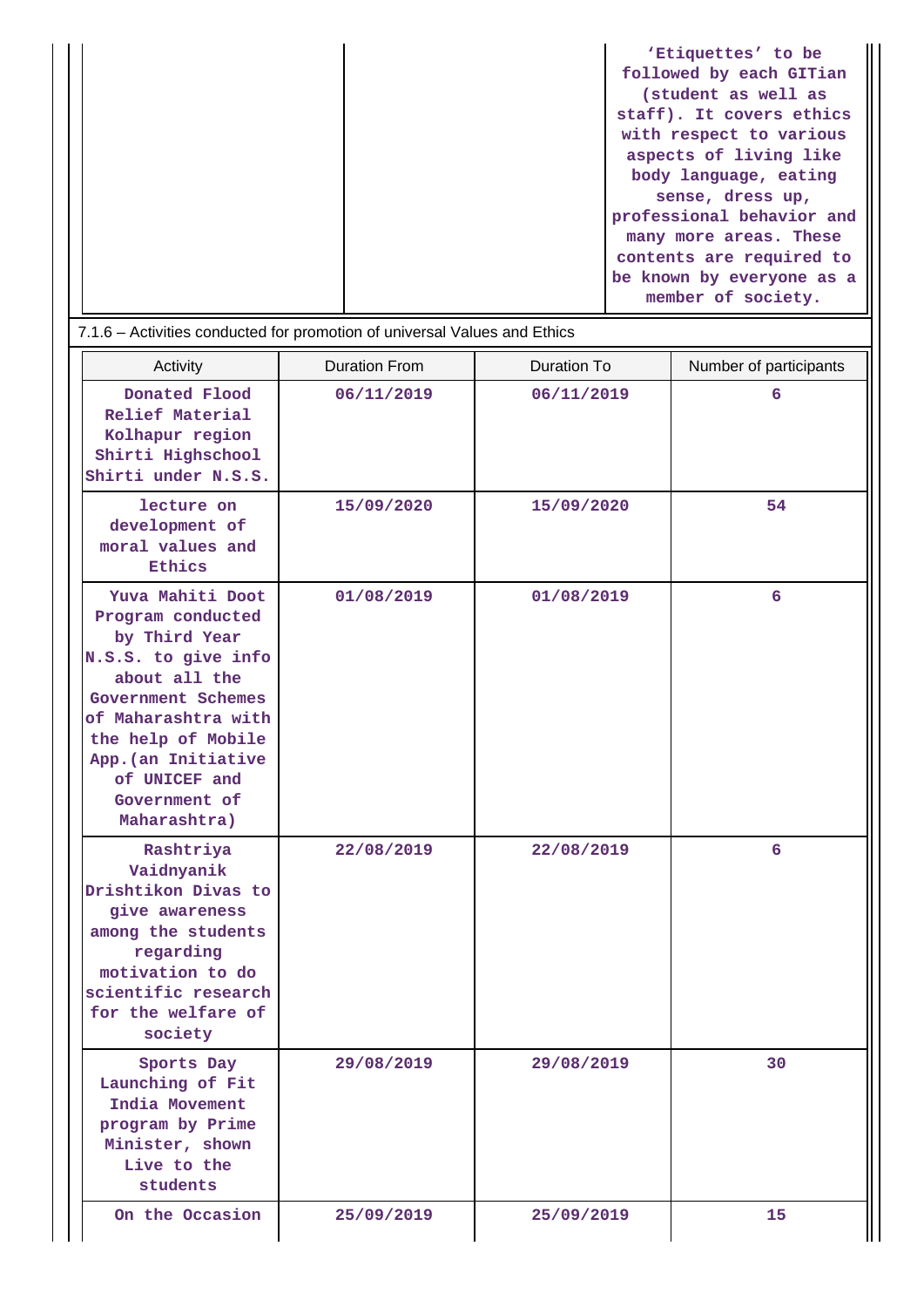| | | 'Etiquettes' to be followed by each GITian (student as well as staff). It covers ethics with respect to various aspects of living like body language, eating sense, dress up, professional behavior and many more areas. These contents are required to be known by everyone as a member of society. |
|---|---|---|

7.1.6 – Activities conducted for promotion of universal Values and Ethics

| Activity | Duration From | Duration To | Number of participants |
|---|---|---|---|
| Donated Flood Relief Material Kolhapur region Shirti Highschool Shirti under N.S.S. | 06/11/2019 | 06/11/2019 | 6 |
| lecture on development of moral values and Ethics | 15/09/2020 | 15/09/2020 | 54 |
| Yuva Mahiti Doot Program conducted by Third Year N.S.S. to give info about all the Government Schemes of Maharashtra with the help of Mobile App.(an Initiative of UNICEF and Government of Maharashtra) | 01/08/2019 | 01/08/2019 | 6 |
| Rashtriya Vaidnyanik Drishtikon Divas to give awareness among the students regarding motivation to do scientific research for the welfare of society | 22/08/2019 | 22/08/2019 | 6 |
| Sports Day Launching of Fit India Movement program by Prime Minister, shown Live to the students | 29/08/2019 | 29/08/2019 | 30 |
| On the Occasion | 25/09/2019 | 25/09/2019 | 15 |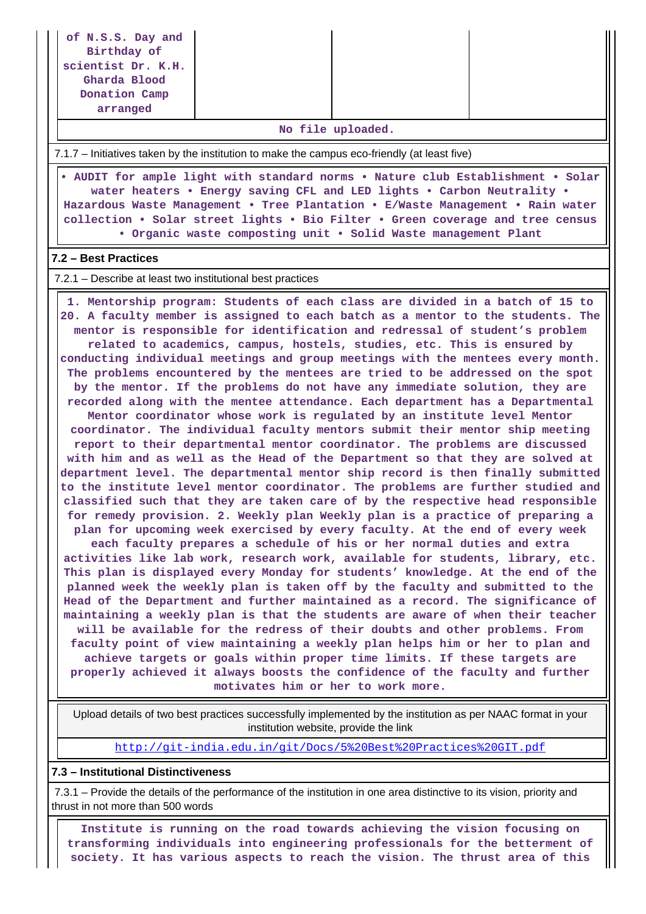| of N.S.S. Day and Birthday of scientist Dr. K.H. Gharda Blood Donation Camp arranged | | | |
|---|---|---|---|

No file uploaded.

7.1.7 – Initiatives taken by the institution to make the campus eco-friendly (at least five)

• AUDIT for ample light with standard norms • Nature club Establishment • Solar water heaters • Energy saving CFL and LED lights • Carbon Neutrality • Hazardous Waste Management • Tree Plantation • E/Waste Management • Rain water collection • Solar street lights • Bio Filter • Green coverage and tree census • Organic waste composting unit • Solid Waste management Plant

**7.2 – Best Practices**

7.2.1 – Describe at least two institutional best practices

1. Mentorship program: Students of each class are divided in a batch of 15 to 20. A faculty member is assigned to each batch as a mentor to the students. The mentor is responsible for identification and redressal of student's problem related to academics, campus, hostels, studies, etc. This is ensured by conducting individual meetings and group meetings with the mentees every month. The problems encountered by the mentees are tried to be addressed on the spot by the mentor. If the problems do not have any immediate solution, they are recorded along with the mentee attendance. Each department has a Departmental Mentor coordinator whose work is regulated by an institute level Mentor coordinator. The individual faculty mentors submit their mentor ship meeting report to their departmental mentor coordinator. The problems are discussed with him and as well as the Head of the Department so that they are solved at department level. The departmental mentor ship record is then finally submitted to the institute level mentor coordinator. The problems are further studied and classified such that they are taken care of by the respective head responsible for remedy provision. 2. Weekly plan Weekly plan is a practice of preparing a plan for upcoming week exercised by every faculty. At the end of every week each faculty prepares a schedule of his or her normal duties and extra activities like lab work, research work, available for students, library, etc. This plan is displayed every Monday for students' knowledge. At the end of the planned week the weekly plan is taken off by the faculty and submitted to the Head of the Department and further maintained as a record. The significance of maintaining a weekly plan is that the students are aware of when their teacher will be available for the redress of their doubts and other problems. From faculty point of view maintaining a weekly plan helps him or her to plan and achieve targets or goals within proper time limits. If these targets are properly achieved it always boosts the confidence of the faculty and further motivates him or her to work more.

Upload details of two best practices successfully implemented by the institution as per NAAC format in your institution website, provide the link

http://git-india.edu.in/git/Docs/5%20Best%20Practices%20GIT.pdf

**7.3 – Institutional Distinctiveness**

7.3.1 – Provide the details of the performance of the institution in one area distinctive to its vision, priority and thrust in not more than 500 words

Institute is running on the road towards achieving the vision focusing on transforming individuals into engineering professionals for the betterment of society. It has various aspects to reach the vision. The thrust area of this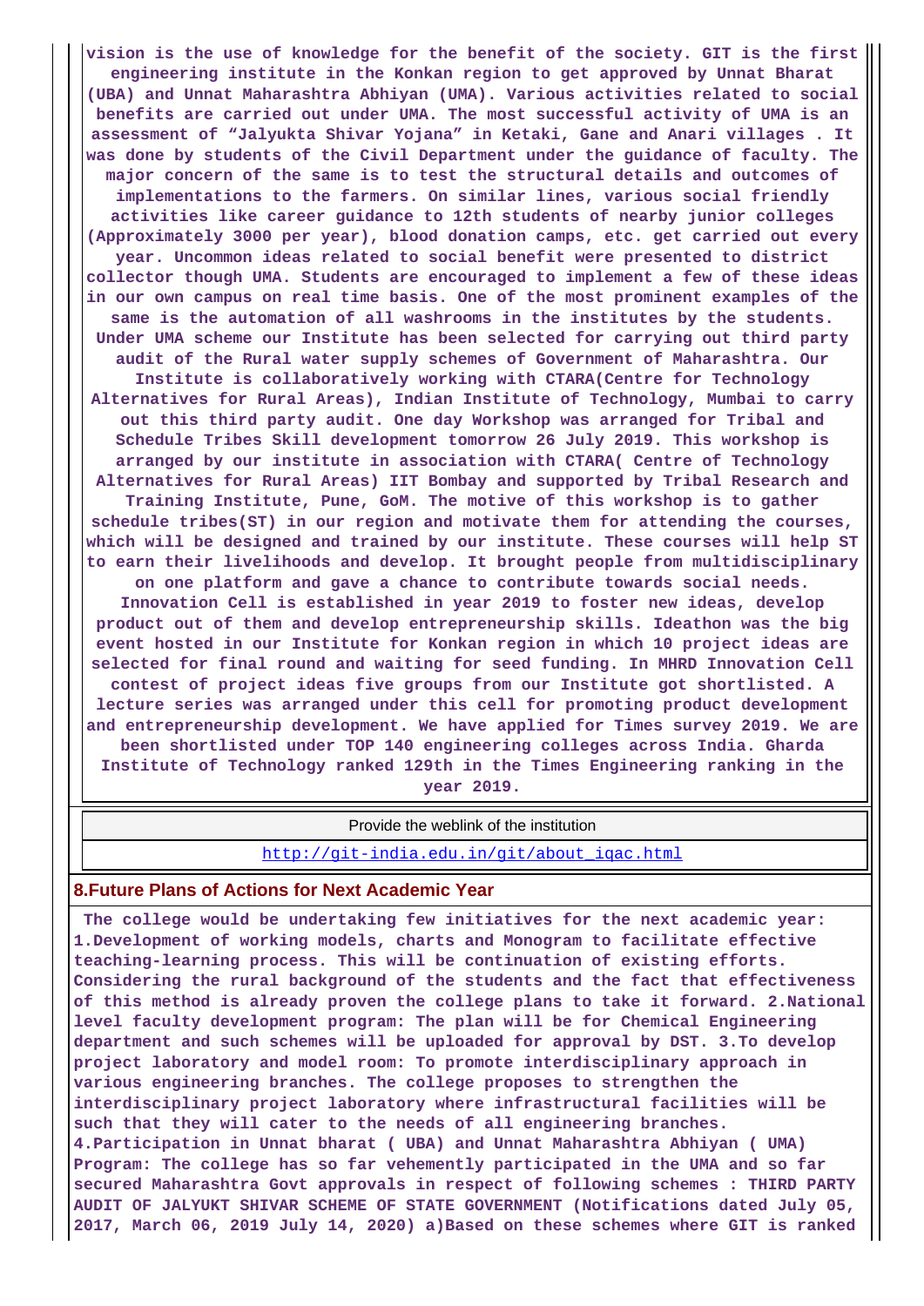**vision is the use of knowledge for the benefit of the society. GIT is the first engineering institute in the Konkan region to get approved by Unnat Bharat (UBA) and Unnat Maharashtra Abhiyan (UMA). Various activities related to social benefits are carried out under UMA. The most successful activity of UMA is an assessment of "Jalyukta Shivar Yojana" in Ketaki, Gane and Anari villages . It was done by students of the Civil Department under the guidance of faculty. The major concern of the same is to test the structural details and outcomes of implementations to the farmers. On similar lines, various social friendly activities like career guidance to 12th students of nearby junior colleges (Approximately 3000 per year), blood donation camps, etc. get carried out every year. Uncommon ideas related to social benefit were presented to district collector though UMA. Students are encouraged to implement a few of these ideas in our own campus on real time basis. One of the most prominent examples of the same is the automation of all washrooms in the institutes by the students. Under UMA scheme our Institute has been selected for carrying out third party audit of the Rural water supply schemes of Government of Maharashtra. Our Institute is collaboratively working with CTARA(Centre for Technology Alternatives for Rural Areas), Indian Institute of Technology, Mumbai to carry out this third party audit. One day Workshop was arranged for Tribal and Schedule Tribes Skill development tomorrow 26 July 2019. This workshop is arranged by our institute in association with CTARA( Centre of Technology Alternatives for Rural Areas) IIT Bombay and supported by Tribal Research and Training Institute, Pune, GoM. The motive of this workshop is to gather schedule tribes(ST) in our region and motivate them for attending the courses, which will be designed and trained by our institute. These courses will help ST to earn their livelihoods and develop. It brought people from multidisciplinary on one platform and gave a chance to contribute towards social needs. Innovation Cell is established in year 2019 to foster new ideas, develop product out of them and develop entrepreneurship skills. Ideathon was the big event hosted in our Institute for Konkan region in which 10 project ideas are selected for final round and waiting for seed funding. In MHRD Innovation Cell contest of project ideas five groups from our Institute got shortlisted. A lecture series was arranged under this cell for promoting product development and entrepreneurship development. We have applied for Times survey 2019. We are been shortlisted under TOP 140 engineering colleges across India. Gharda Institute of Technology ranked 129th in the Times Engineering ranking in the year 2019.**

| Provide the weblink of the institution |
|---|
| http://git-india.edu.in/git/about_iqac.html |

## 8.Future Plans of Actions for Next Academic Year

**The college would be undertaking few initiatives for the next academic year: 1.Development of working models, charts and Monogram to facilitate effective teaching-learning process. This will be continuation of existing efforts. Considering the rural background of the students and the fact that effectiveness of this method is already proven the college plans to take it forward. 2.National level faculty development program: The plan will be for Chemical Engineering department and such schemes will be uploaded for approval by DST. 3.To develop project laboratory and model room: To promote interdisciplinary approach in various engineering branches. The college proposes to strengthen the interdisciplinary project laboratory where infrastructural facilities will be such that they will cater to the needs of all engineering branches. 4.Participation in Unnat bharat ( UBA) and Unnat Maharashtra Abhiyan ( UMA) Program: The college has so far vehemently participated in the UMA and so far secured Maharashtra Govt approvals in respect of following schemes : THIRD PARTY AUDIT OF JALYUKT SHIVAR SCHEME OF STATE GOVERNMENT (Notifications dated July 05, 2017, March 06, 2019 July 14, 2020) a)Based on these schemes where GIT is ranked**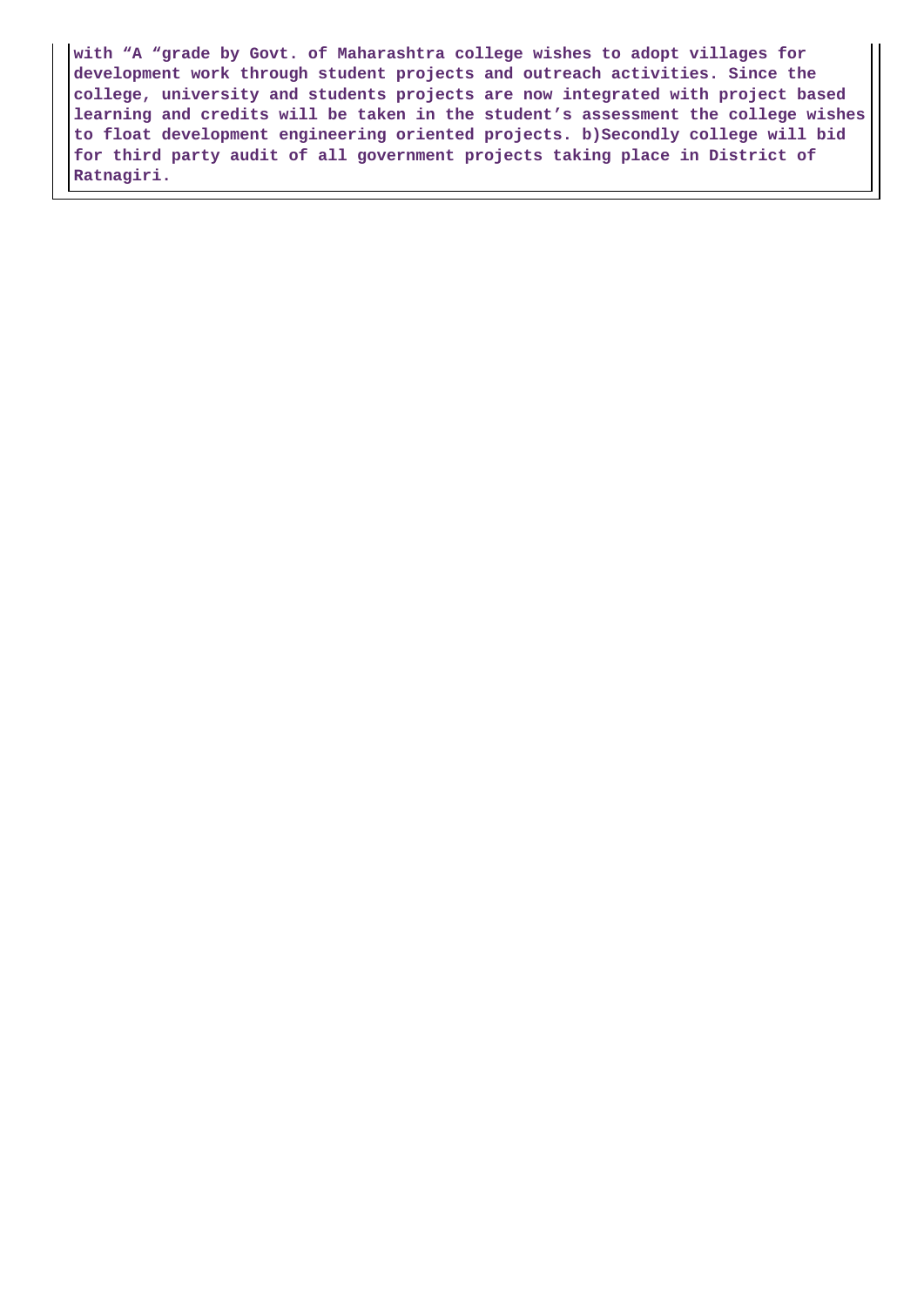**with "A "grade by Govt. of Maharashtra college wishes to adopt villages for development work through student projects and outreach activities. Since the college, university and students projects are now integrated with project based learning and credits will be taken in the student's assessment the college wishes to float development engineering oriented projects. b)Secondly college will bid for third party audit of all government projects taking place in District of Ratnagiri.**